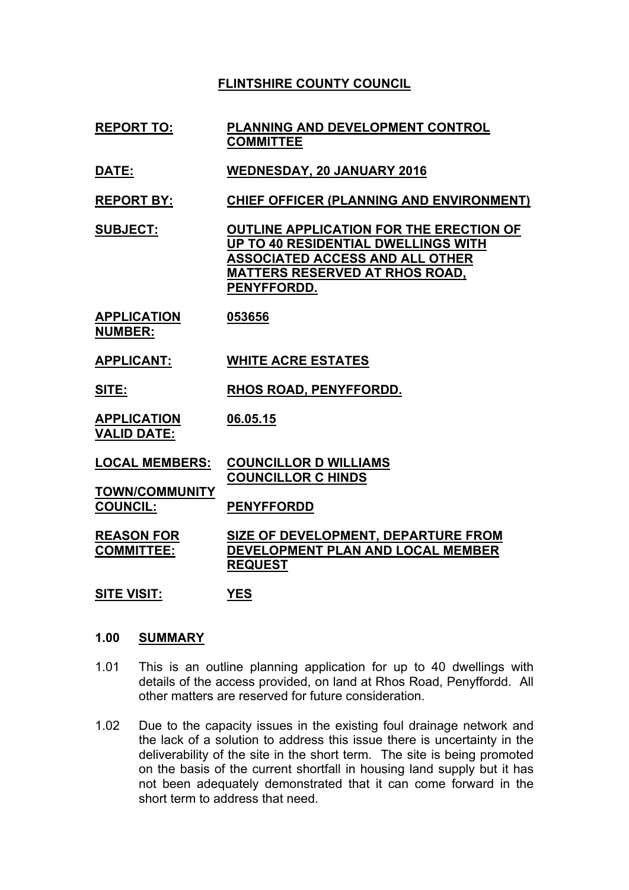# FLINTSHIRE COUNTY COUNCIL

| | |
|---|---|
| **REPORT TO:** | **PLANNING AND DEVELOPMENT CONTROL COMMITTEE** |
| **DATE:** | **WEDNESDAY, 20 JANUARY 2016** |
| **REPORT BY:** | **CHIEF OFFICER (PLANNING AND ENVIRONMENT)** |
| **SUBJECT:** | **OUTLINE APPLICATION FOR THE ERECTION OF UP TO 40 RESIDENTIAL DWELLINGS WITH ASSOCIATED ACCESS AND ALL OTHER MATTERS RESERVED AT RHOS ROAD, PENYFFORDD.** |
| **APPLICATION NUMBER:** | **053656** |
| **APPLICANT:** | **WHITE ACRE ESTATES** |
| **SITE:** | **RHOS ROAD, PENYFFORDD.** |
| **APPLICATION VALID DATE:** | **06.05.15** |
| **LOCAL MEMBERS:** | **COUNCILLOR D WILLIAMS**<br>**COUNCILLOR C HINDS** |
| **TOWN/COMMUNITY COUNCIL:** | **PENYFFORDD** |
| **REASON FOR COMMITTEE:** | **SIZE OF DEVELOPMENT, DEPARTURE FROM DEVELOPMENT PLAN AND LOCAL MEMBER REQUEST** |
| **SITE VISIT:** | **YES** |

## 1.00 SUMMARY

1.01 This is an outline planning application for up to 40 dwellings with details of the access provided, on land at Rhos Road, Penyffordd. All other matters are reserved for future consideration.

1.02 Due to the capacity issues in the existing foul drainage network and the lack of a solution to address this issue there is uncertainty in the deliverability of the site in the short term. The site is being promoted on the basis of the current shortfall in housing land supply but it has not been adequately demonstrated that it can come forward in the short term to address that need.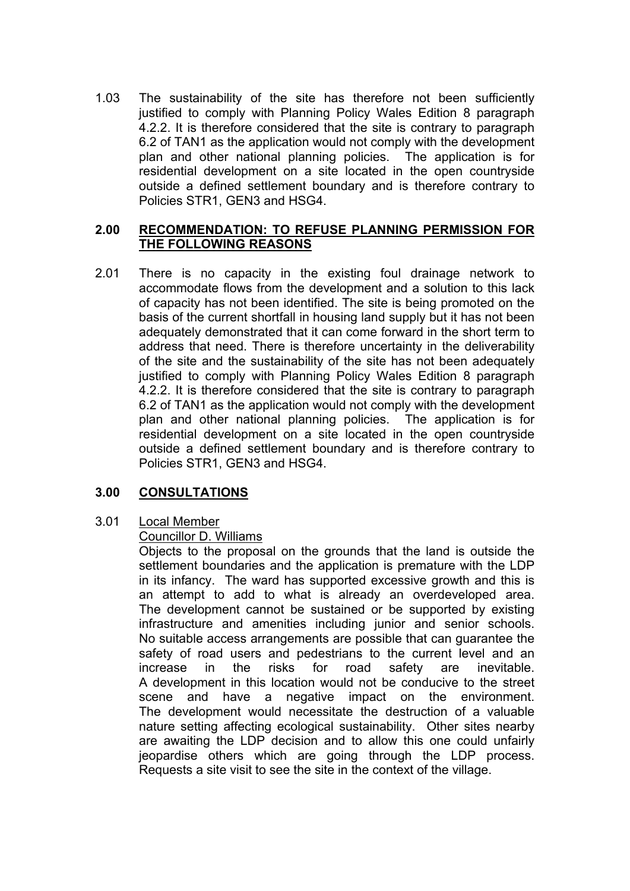1.03 The sustainability of the site has therefore not been sufficiently justified to comply with Planning Policy Wales Edition 8 paragraph 4.2.2. It is therefore considered that the site is contrary to paragraph 6.2 of TAN1 as the application would not comply with the development plan and other national planning policies. The application is for residential development on a site located in the open countryside outside a defined settlement boundary and is therefore contrary to Policies STR1, GEN3 and HSG4.

## 2.00 <u>RECOMMENDATION: TO REFUSE PLANNING PERMISSION FOR THE FOLLOWING REASONS</u>

2.01 There is no capacity in the existing foul drainage network to accommodate flows from the development and a solution to this lack of capacity has not been identified. The site is being promoted on the basis of the current shortfall in housing land supply but it has not been adequately demonstrated that it can come forward in the short term to address that need. There is therefore uncertainty in the deliverability of the site and the sustainability of the site has not been adequately justified to comply with Planning Policy Wales Edition 8 paragraph 4.2.2. It is therefore considered that the site is contrary to paragraph 6.2 of TAN1 as the application would not comply with the development plan and other national planning policies. The application is for residential development on a site located in the open countryside outside a defined settlement boundary and is therefore contrary to Policies STR1, GEN3 and HSG4.

## 3.00 <u>CONSULTATIONS</u>

3.01 <u>Local Member</u>

<u>Councillor D. Williams</u>

Objects to the proposal on the grounds that the land is outside the settlement boundaries and the application is premature with the LDP in its infancy. The ward has supported excessive growth and this is an attempt to add to what is already an overdeveloped area. The development cannot be sustained or be supported by existing infrastructure and amenities including junior and senior schools. No suitable access arrangements are possible that can guarantee the safety of road users and pedestrians to the current level and an increase in the risks for road safety are inevitable. A development in this location would not be conducive to the street scene and have a negative impact on the environment. The development would necessitate the destruction of a valuable nature setting affecting ecological sustainability. Other sites nearby are awaiting the LDP decision and to allow this one could unfairly jeopardise others which are going through the LDP process. Requests a site visit to see the site in the context of the village.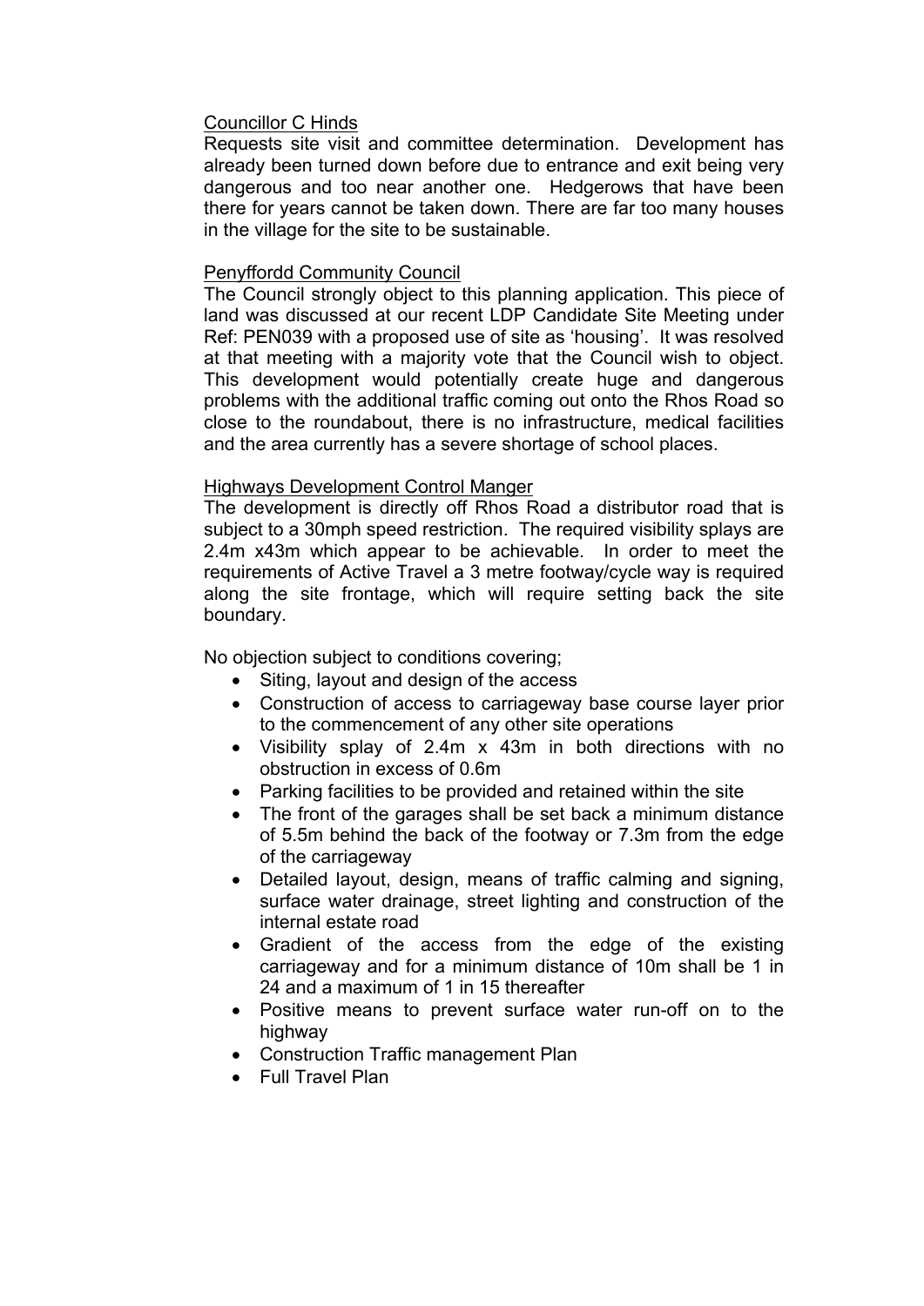Councillor C Hinds

Requests site visit and committee determination. Development has already been turned down before due to entrance and exit being very dangerous and too near another one. Hedgerows that have been there for years cannot be taken down. There are far too many houses in the village for the site to be sustainable.

Penyffordd Community Council

The Council strongly object to this planning application. This piece of land was discussed at our recent LDP Candidate Site Meeting under Ref: PEN039 with a proposed use of site as 'housing'. It was resolved at that meeting with a majority vote that the Council wish to object. This development would potentially create huge and dangerous problems with the additional traffic coming out onto the Rhos Road so close to the roundabout, there is no infrastructure, medical facilities and the area currently has a severe shortage of school places.

Highways Development Control Manger

The development is directly off Rhos Road a distributor road that is subject to a 30mph speed restriction. The required visibility splays are 2.4m x43m which appear to be achievable. In order to meet the requirements of Active Travel a 3 metre footway/cycle way is required along the site frontage, which will require setting back the site boundary.

No objection subject to conditions covering;

- Siting, layout and design of the access
- Construction of access to carriageway base course layer prior to the commencement of any other site operations
- Visibility splay of 2.4m x 43m in both directions with no obstruction in excess of 0.6m
- Parking facilities to be provided and retained within the site
- The front of the garages shall be set back a minimum distance of 5.5m behind the back of the footway or 7.3m from the edge of the carriageway
- Detailed layout, design, means of traffic calming and signing, surface water drainage, street lighting and construction of the internal estate road
- Gradient of the access from the edge of the existing carriageway and for a minimum distance of 10m shall be 1 in 24 and a maximum of 1 in 15 thereafter
- Positive means to prevent surface water run-off on to the highway
- Construction Traffic management Plan
- Full Travel Plan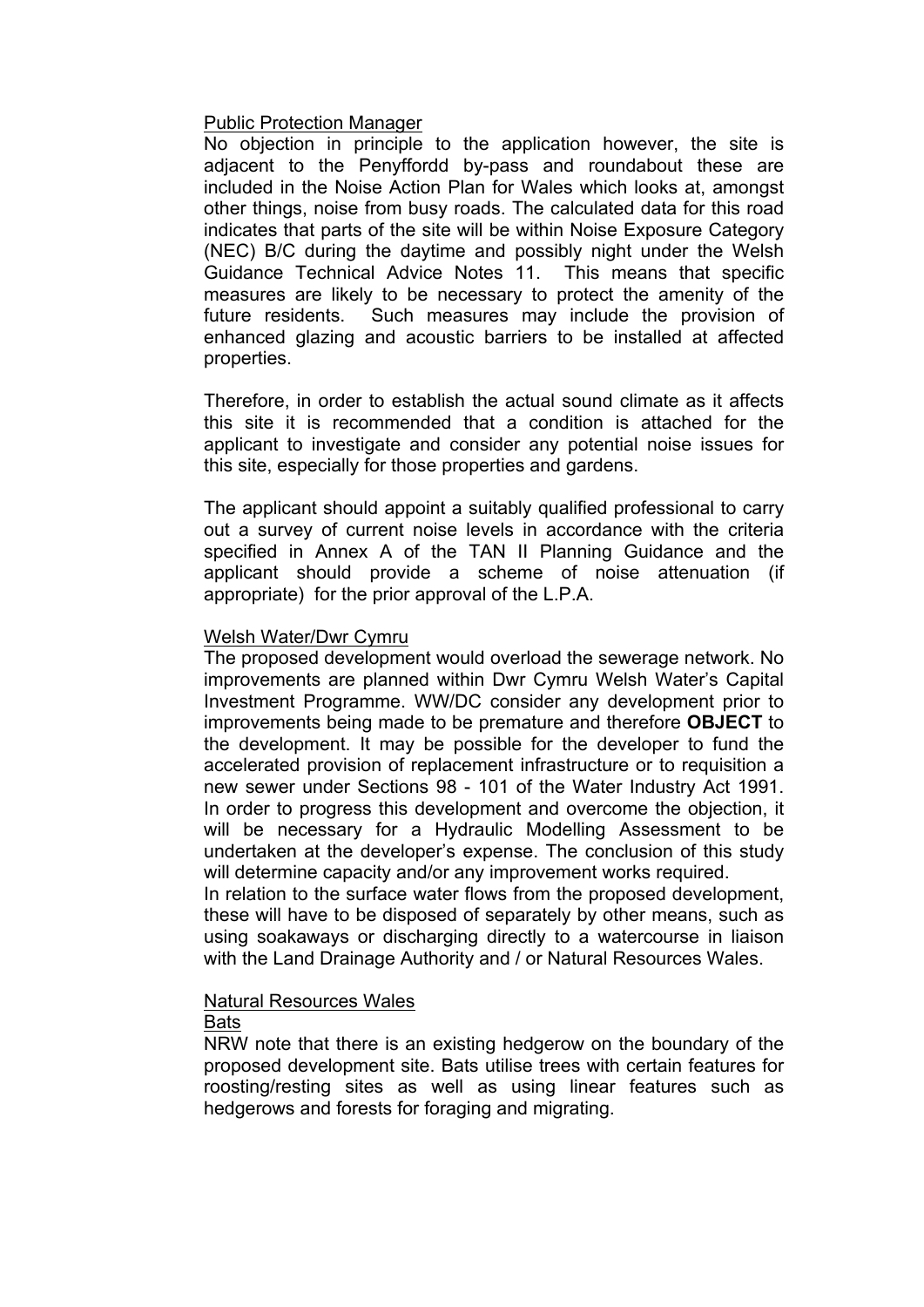Public Protection Manager

No objection in principle to the application however, the site is adjacent to the Penyffordd by-pass and roundabout these are included in the Noise Action Plan for Wales which looks at, amongst other things, noise from busy roads. The calculated data for this road indicates that parts of the site will be within Noise Exposure Category (NEC) B/C during the daytime and possibly night under the Welsh Guidance Technical Advice Notes 11. This means that specific measures are likely to be necessary to protect the amenity of the future residents. Such measures may include the provision of enhanced glazing and acoustic barriers to be installed at affected properties.

Therefore, in order to establish the actual sound climate as it affects this site it is recommended that a condition is attached for the applicant to investigate and consider any potential noise issues for this site, especially for those properties and gardens.

The applicant should appoint a suitably qualified professional to carry out a survey of current noise levels in accordance with the criteria specified in Annex A of the TAN II Planning Guidance and the applicant should provide a scheme of noise attenuation (if appropriate) for the prior approval of the L.P.A.

Welsh Water/Dwr Cymru

The proposed development would overload the sewerage network. No improvements are planned within Dwr Cymru Welsh Water's Capital Investment Programme. WW/DC consider any development prior to improvements being made to be premature and therefore **OBJECT** to the development. It may be possible for the developer to fund the accelerated provision of replacement infrastructure or to requisition a new sewer under Sections 98 - 101 of the Water Industry Act 1991. In order to progress this development and overcome the objection, it will be necessary for a Hydraulic Modelling Assessment to be undertaken at the developer's expense. The conclusion of this study will determine capacity and/or any improvement works required.
In relation to the surface water flows from the proposed development, these will have to be disposed of separately by other means, such as using soakaways or discharging directly to a watercourse in liaison with the Land Drainage Authority and / or Natural Resources Wales.

Natural Resources Wales

Bats

NRW note that there is an existing hedgerow on the boundary of the proposed development site. Bats utilise trees with certain features for roosting/resting sites as well as using linear features such as hedgerows and forests for foraging and migrating.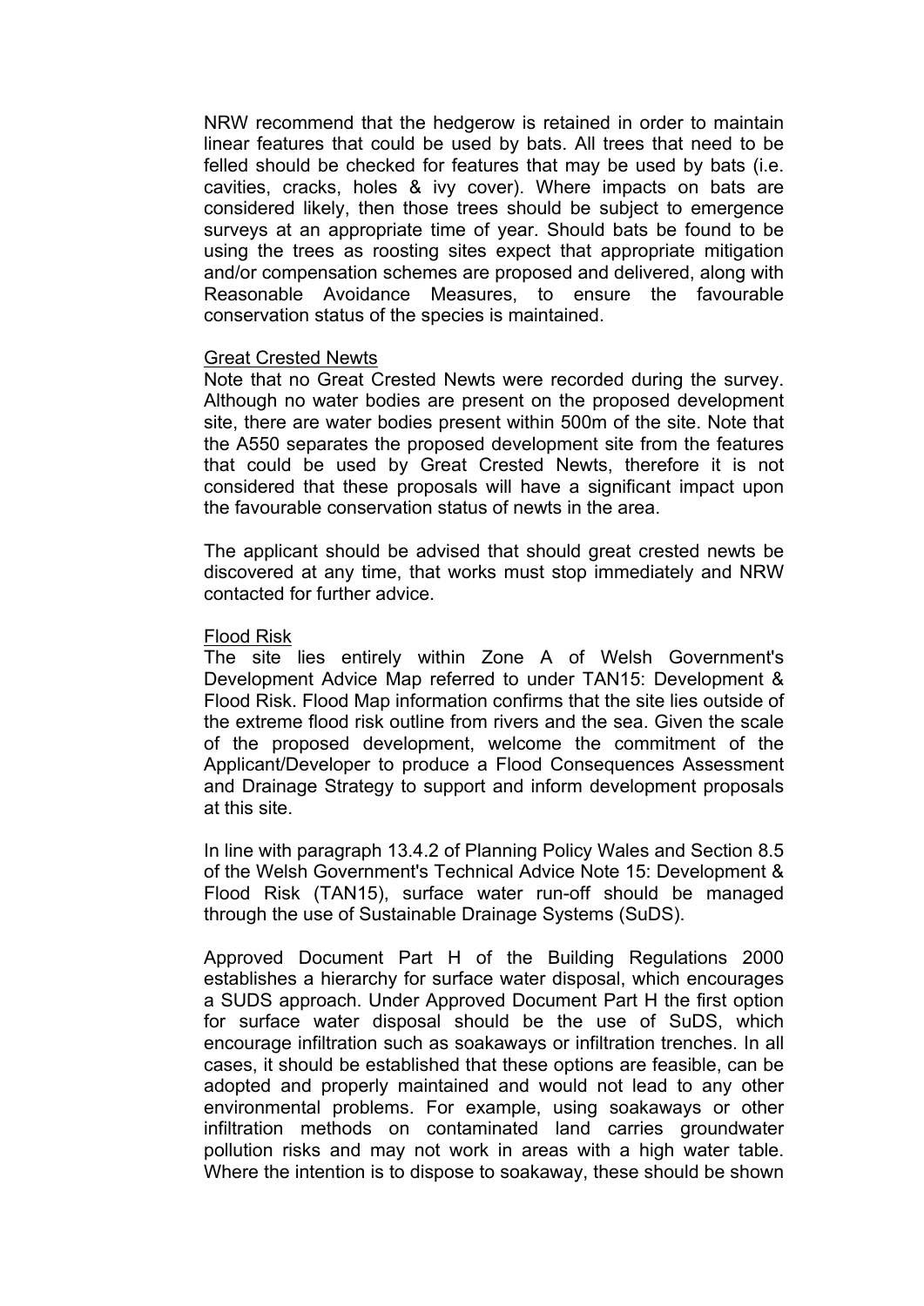NRW recommend that the hedgerow is retained in order to maintain linear features that could be used by bats. All trees that need to be felled should be checked for features that may be used by bats (i.e. cavities, cracks, holes & ivy cover). Where impacts on bats are considered likely, then those trees should be subject to emergence surveys at an appropriate time of year. Should bats be found to be using the trees as roosting sites expect that appropriate mitigation and/or compensation schemes are proposed and delivered, along with Reasonable Avoidance Measures, to ensure the favourable conservation status of the species is maintained.

Great Crested Newts

Note that no Great Crested Newts were recorded during the survey. Although no water bodies are present on the proposed development site, there are water bodies present within 500m of the site. Note that the A550 separates the proposed development site from the features that could be used by Great Crested Newts, therefore it is not considered that these proposals will have a significant impact upon the favourable conservation status of newts in the area.

The applicant should be advised that should great crested newts be discovered at any time, that works must stop immediately and NRW contacted for further advice.

Flood Risk

The site lies entirely within Zone A of Welsh Government's Development Advice Map referred to under TAN15: Development & Flood Risk. Flood Map information confirms that the site lies outside of the extreme flood risk outline from rivers and the sea. Given the scale of the proposed development, welcome the commitment of the Applicant/Developer to produce a Flood Consequences Assessment and Drainage Strategy to support and inform development proposals at this site.

In line with paragraph 13.4.2 of Planning Policy Wales and Section 8.5 of the Welsh Government's Technical Advice Note 15: Development & Flood Risk (TAN15), surface water run-off should be managed through the use of Sustainable Drainage Systems (SuDS).

Approved Document Part H of the Building Regulations 2000 establishes a hierarchy for surface water disposal, which encourages a SUDS approach. Under Approved Document Part H the first option for surface water disposal should be the use of SuDS, which encourage infiltration such as soakaways or infiltration trenches. In all cases, it should be established that these options are feasible, can be adopted and properly maintained and would not lead to any other environmental problems. For example, using soakaways or other infiltration methods on contaminated land carries groundwater pollution risks and may not work in areas with a high water table. Where the intention is to dispose to soakaway, these should be shown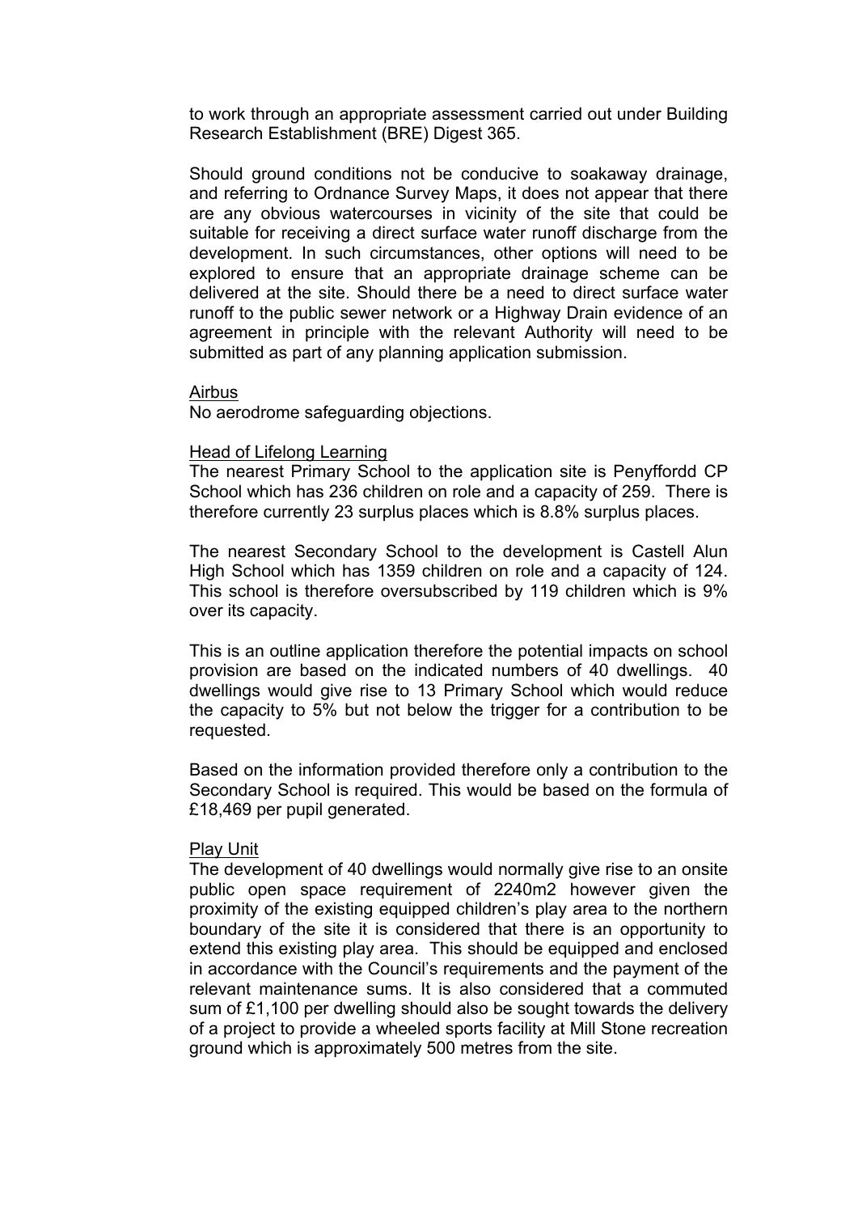to work through an appropriate assessment carried out under Building Research Establishment (BRE) Digest 365.

Should ground conditions not be conducive to soakaway drainage, and referring to Ordnance Survey Maps, it does not appear that there are any obvious watercourses in vicinity of the site that could be suitable for receiving a direct surface water runoff discharge from the development. In such circumstances, other options will need to be explored to ensure that an appropriate drainage scheme can be delivered at the site. Should there be a need to direct surface water runoff to the public sewer network or a Highway Drain evidence of an agreement in principle with the relevant Authority will need to be submitted as part of any planning application submission.

Airbus

No aerodrome safeguarding objections.

Head of Lifelong Learning

The nearest Primary School to the application site is Penyffordd CP School which has 236 children on role and a capacity of 259. There is therefore currently 23 surplus places which is 8.8% surplus places.

The nearest Secondary School to the development is Castell Alun High School which has 1359 children on role and a capacity of 124. This school is therefore oversubscribed by 119 children which is 9% over its capacity.

This is an outline application therefore the potential impacts on school provision are based on the indicated numbers of 40 dwellings. 40 dwellings would give rise to 13 Primary School which would reduce the capacity to 5% but not below the trigger for a contribution to be requested.

Based on the information provided therefore only a contribution to the Secondary School is required. This would be based on the formula of £18,469 per pupil generated.

Play Unit

The development of 40 dwellings would normally give rise to an onsite public open space requirement of 2240m2 however given the proximity of the existing equipped children's play area to the northern boundary of the site it is considered that there is an opportunity to extend this existing play area. This should be equipped and enclosed in accordance with the Council's requirements and the payment of the relevant maintenance sums. It is also considered that a commuted sum of £1,100 per dwelling should also be sought towards the delivery of a project to provide a wheeled sports facility at Mill Stone recreation ground which is approximately 500 metres from the site.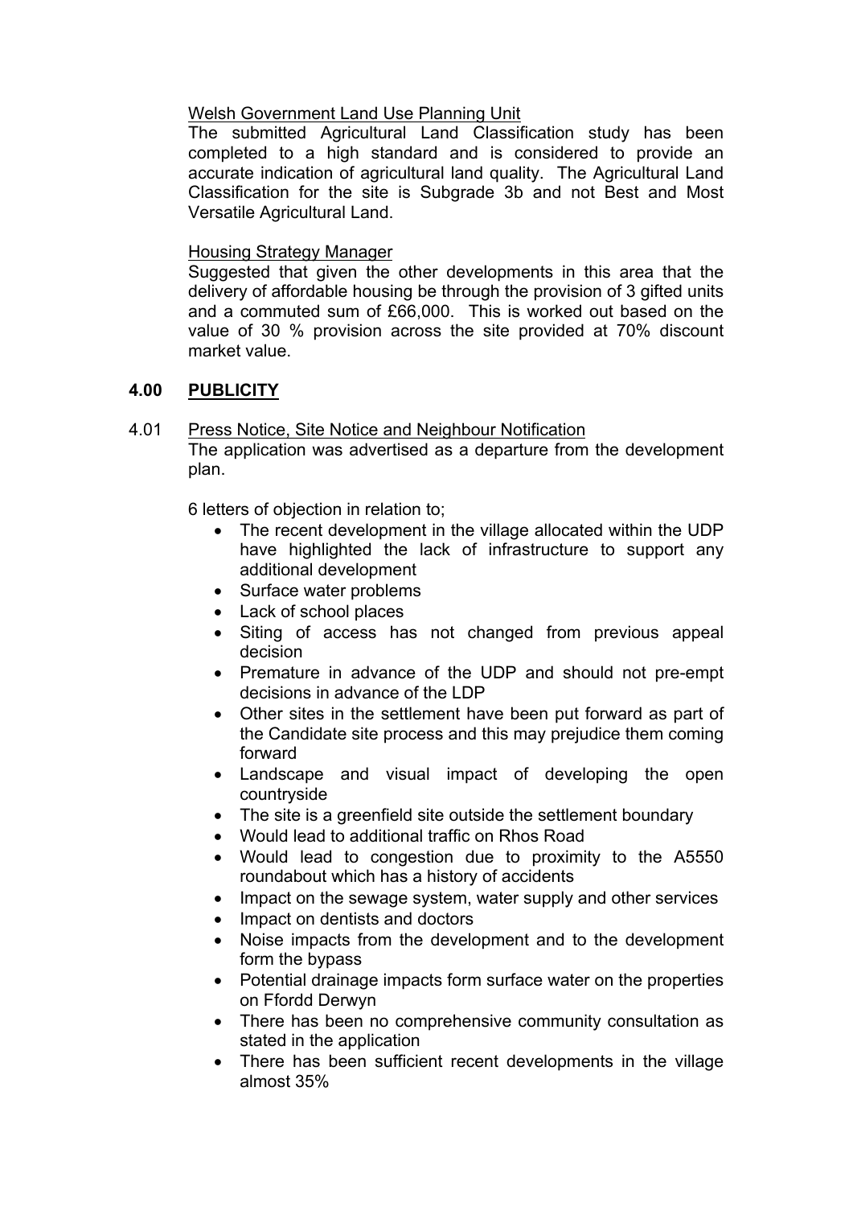Welsh Government Land Use Planning Unit

The submitted Agricultural Land Classification study has been completed to a high standard and is considered to provide an accurate indication of agricultural land quality. The Agricultural Land Classification for the site is Subgrade 3b and not Best and Most Versatile Agricultural Land.

Housing Strategy Manager

Suggested that given the other developments in this area that the delivery of affordable housing be through the provision of 3 gifted units and a commuted sum of £66,000. This is worked out based on the value of 30 % provision across the site provided at 70% discount market value.

## 4.00 PUBLICITY

4.01 Press Notice, Site Notice and Neighbour Notification

The application was advertised as a departure from the development plan.

6 letters of objection in relation to;

- The recent development in the village allocated within the UDP have highlighted the lack of infrastructure to support any additional development
- Surface water problems
- Lack of school places
- Siting of access has not changed from previous appeal decision
- Premature in advance of the UDP and should not pre-empt decisions in advance of the LDP
- Other sites in the settlement have been put forward as part of the Candidate site process and this may prejudice them coming forward
- Landscape and visual impact of developing the open countryside
- The site is a greenfield site outside the settlement boundary
- Would lead to additional traffic on Rhos Road
- Would lead to congestion due to proximity to the A5550 roundabout which has a history of accidents
- Impact on the sewage system, water supply and other services
- Impact on dentists and doctors
- Noise impacts from the development and to the development form the bypass
- Potential drainage impacts form surface water on the properties on Ffordd Derwyn
- There has been no comprehensive community consultation as stated in the application
- There has been sufficient recent developments in the village almost 35%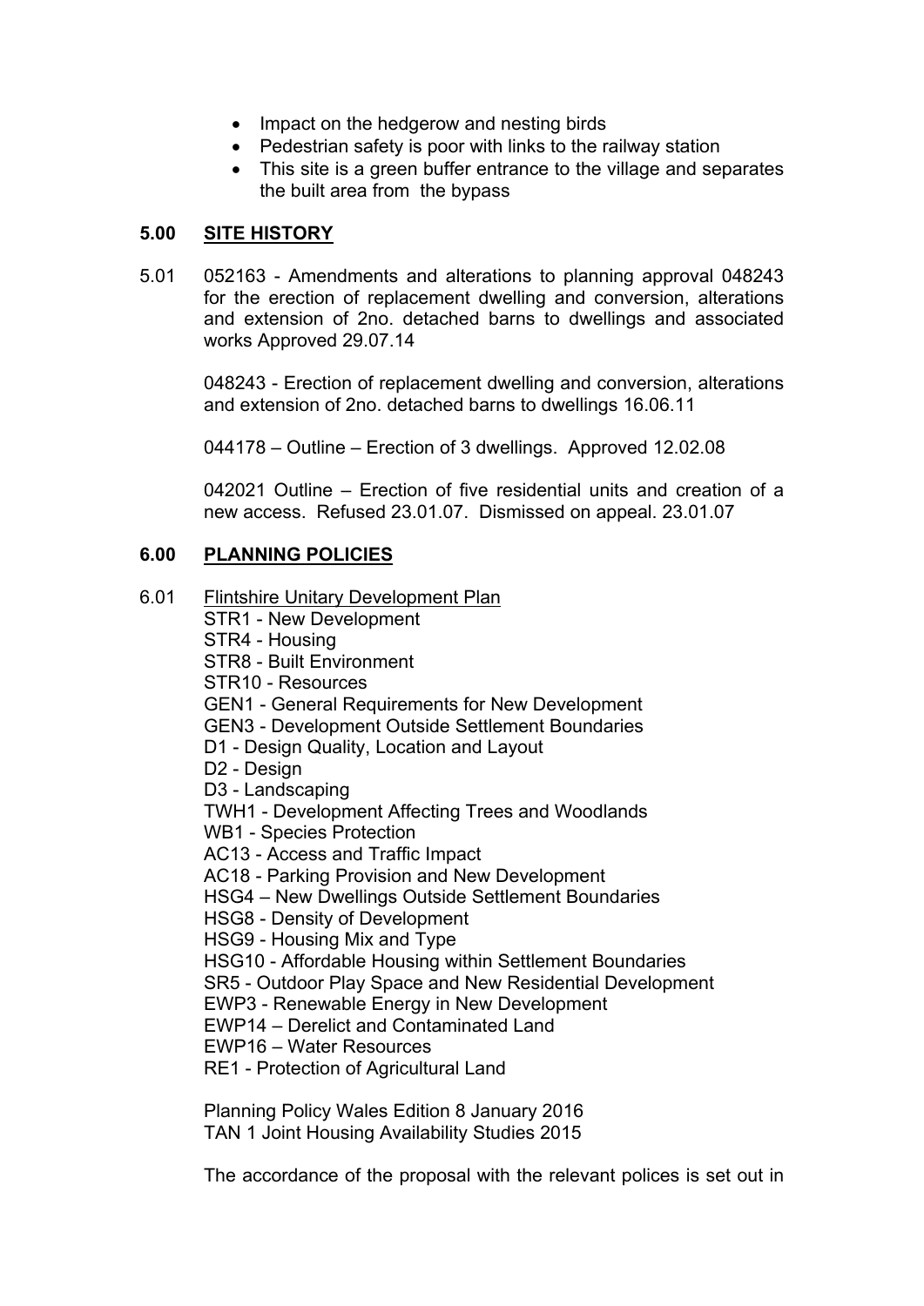- Impact on the hedgerow and nesting birds
- Pedestrian safety is poor with links to the railway station
- This site is a green buffer entrance to the village and separates the built area from the bypass

## 5.00 SITE HISTORY

5.01 052163 - Amendments and alterations to planning approval 048243 for the erection of replacement dwelling and conversion, alterations and extension of 2no. detached barns to dwellings and associated works Approved 29.07.14

048243 - Erection of replacement dwelling and conversion, alterations and extension of 2no. detached barns to dwellings 16.06.11

044178 – Outline – Erection of 3 dwellings. Approved 12.02.08

042021 Outline – Erection of five residential units and creation of a new access. Refused 23.01.07. Dismissed on appeal. 23.01.07

## 6.00 PLANNING POLICIES

6.01 Flintshire Unitary Development Plan

STR1 - New Development
STR4 - Housing
STR8 - Built Environment
STR10 - Resources
GEN1 - General Requirements for New Development
GEN3 - Development Outside Settlement Boundaries
D1 - Design Quality, Location and Layout
D2 - Design
D3 - Landscaping
TWH1 - Development Affecting Trees and Woodlands
WB1 - Species Protection
AC13 - Access and Traffic Impact
AC18 - Parking Provision and New Development
HSG4 – New Dwellings Outside Settlement Boundaries
HSG8 - Density of Development
HSG9 - Housing Mix and Type
HSG10 - Affordable Housing within Settlement Boundaries
SR5 - Outdoor Play Space and New Residential Development
EWP3 - Renewable Energy in New Development
EWP14 – Derelict and Contaminated Land
EWP16 – Water Resources
RE1 - Protection of Agricultural Land

Planning Policy Wales Edition 8 January 2016
TAN 1 Joint Housing Availability Studies 2015

The accordance of the proposal with the relevant polices is set out in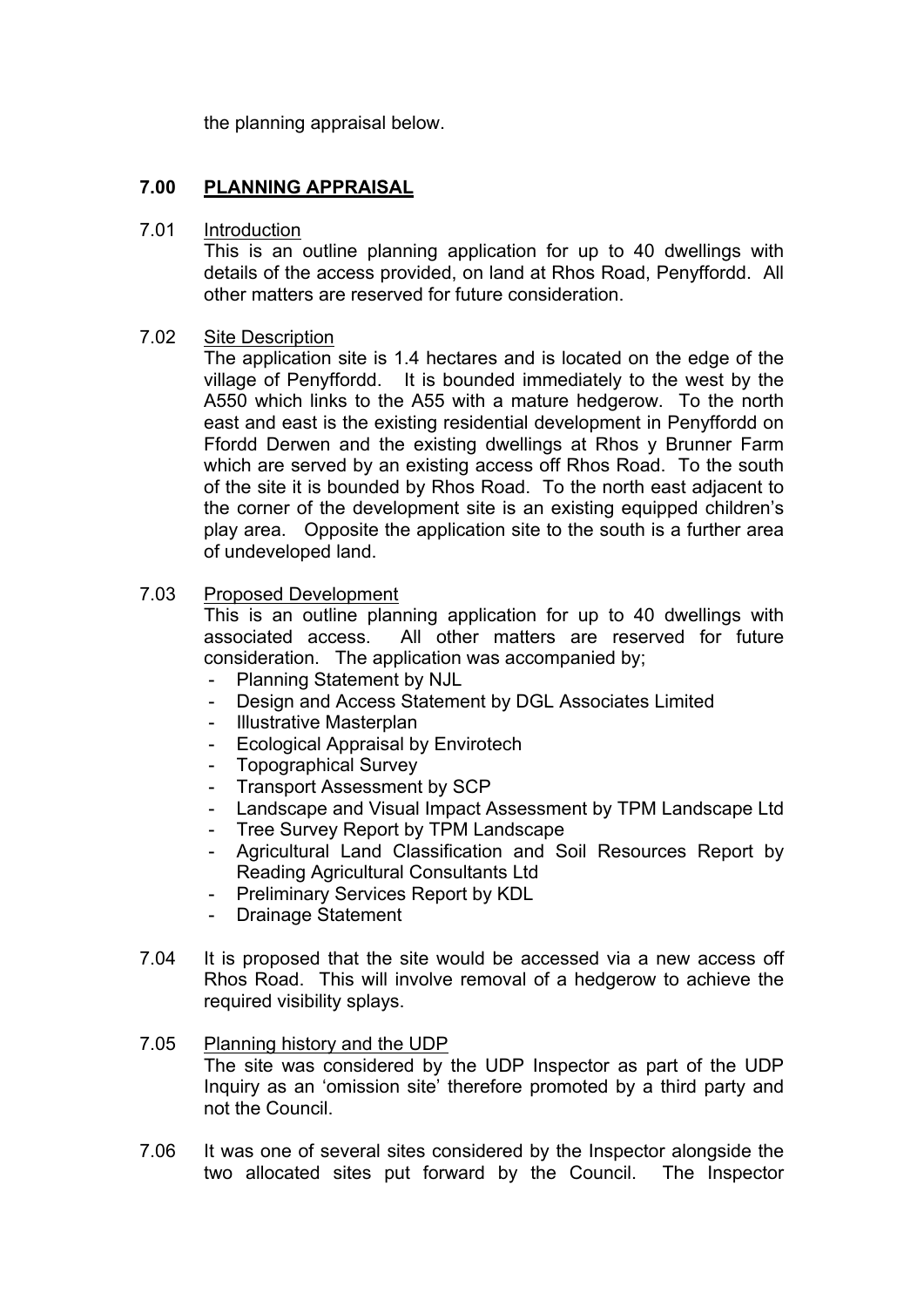the planning appraisal below.

## 7.00 PLANNING APPRAISAL

7.01 Introduction

This is an outline planning application for up to 40 dwellings with details of the access provided, on land at Rhos Road, Penyffordd. All other matters are reserved for future consideration.

7.02 Site Description

The application site is 1.4 hectares and is located on the edge of the village of Penyffordd. It is bounded immediately to the west by the A550 which links to the A55 with a mature hedgerow. To the north east and east is the existing residential development in Penyffordd on Ffordd Derwen and the existing dwellings at Rhos y Brunner Farm which are served by an existing access off Rhos Road. To the south of the site it is bounded by Rhos Road. To the north east adjacent to the corner of the development site is an existing equipped children's play area. Opposite the application site to the south is a further area of undeveloped land.

7.03 Proposed Development

This is an outline planning application for up to 40 dwellings with associated access. All other matters are reserved for future consideration. The application was accompanied by;

- Planning Statement by NJL
- Design and Access Statement by DGL Associates Limited
- Illustrative Masterplan
- Ecological Appraisal by Envirotech
- Topographical Survey
- Transport Assessment by SCP
- Landscape and Visual Impact Assessment by TPM Landscape Ltd
- Tree Survey Report by TPM Landscape
- Agricultural Land Classification and Soil Resources Report by Reading Agricultural Consultants Ltd
- Preliminary Services Report by KDL
- Drainage Statement

7.04 It is proposed that the site would be accessed via a new access off Rhos Road. This will involve removal of a hedgerow to achieve the required visibility splays.

7.05 Planning history and the UDP

The site was considered by the UDP Inspector as part of the UDP Inquiry as an 'omission site' therefore promoted by a third party and not the Council.

7.06 It was one of several sites considered by the Inspector alongside the two allocated sites put forward by the Council. The Inspector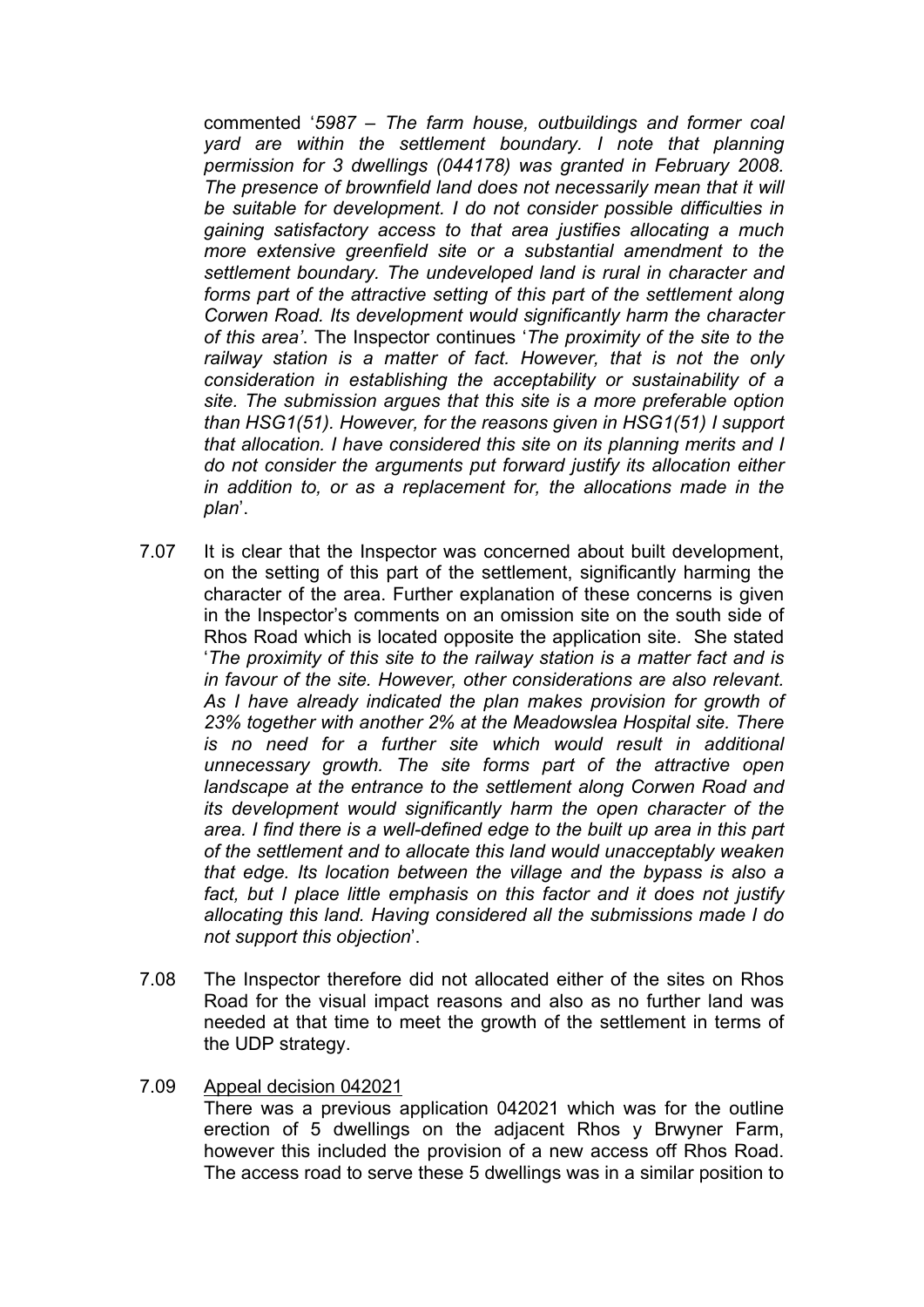commented '*5987 – The farm house, outbuildings and former coal yard are within the settlement boundary. I note that planning permission for 3 dwellings (044178) was granted in February 2008. The presence of brownfield land does not necessarily mean that it will be suitable for development. I do not consider possible difficulties in gaining satisfactory access to that area justifies allocating a much more extensive greenfield site or a substantial amendment to the settlement boundary. The undeveloped land is rural in character and forms part of the attractive setting of this part of the settlement along Corwen Road. Its development would significantly harm the character of this area'*. The Inspector continues '*The proximity of the site to the railway station is a matter of fact. However, that is not the only consideration in establishing the acceptability or sustainability of a site. The submission argues that this site is a more preferable option than HSG1(51). However, for the reasons given in HSG1(51) I support that allocation. I have considered this site on its planning merits and I do not consider the arguments put forward justify its allocation either in addition to, or as a replacement for, the allocations made in the plan*'.

7.07 It is clear that the Inspector was concerned about built development, on the setting of this part of the settlement, significantly harming the character of the area. Further explanation of these concerns is given in the Inspector's comments on an omission site on the south side of Rhos Road which is located opposite the application site. She stated '*The proximity of this site to the railway station is a matter fact and is in favour of the site. However, other considerations are also relevant. As I have already indicated the plan makes provision for growth of 23% together with another 2% at the Meadowslea Hospital site. There is no need for a further site which would result in additional unnecessary growth. The site forms part of the attractive open landscape at the entrance to the settlement along Corwen Road and its development would significantly harm the open character of the area. I find there is a well-defined edge to the built up area in this part of the settlement and to allocate this land would unacceptably weaken that edge. Its location between the village and the bypass is also a fact, but I place little emphasis on this factor and it does not justify allocating this land. Having considered all the submissions made I do not support this objection*'.

7.08 The Inspector therefore did not allocated either of the sites on Rhos Road for the visual impact reasons and also as no further land was needed at that time to meet the growth of the settlement in terms of the UDP strategy.

7.09 <u>Appeal decision 042021</u>

There was a previous application 042021 which was for the outline erection of 5 dwellings on the adjacent Rhos y Brwyner Farm, however this included the provision of a new access off Rhos Road. The access road to serve these 5 dwellings was in a similar position to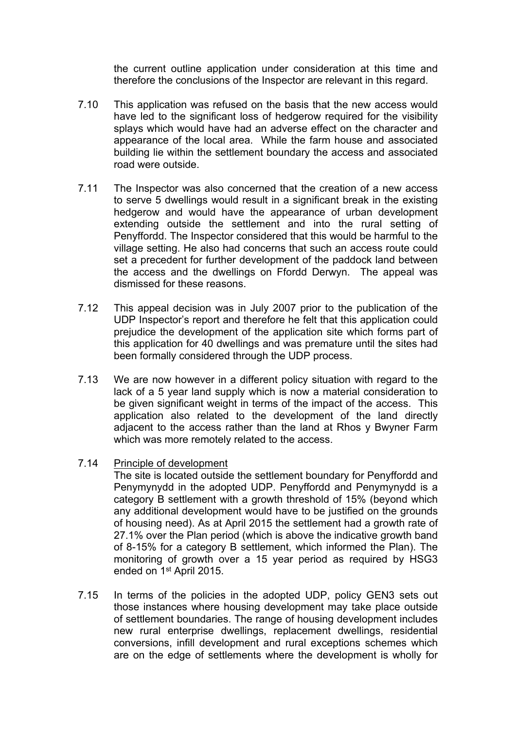the current outline application under consideration at this time and therefore the conclusions of the Inspector are relevant in this regard.

7.10 This application was refused on the basis that the new access would have led to the significant loss of hedgerow required for the visibility splays which would have had an adverse effect on the character and appearance of the local area. While the farm house and associated building lie within the settlement boundary the access and associated road were outside.

7.11 The Inspector was also concerned that the creation of a new access to serve 5 dwellings would result in a significant break in the existing hedgerow and would have the appearance of urban development extending outside the settlement and into the rural setting of Penyffordd. The Inspector considered that this would be harmful to the village setting. He also had concerns that such an access route could set a precedent for further development of the paddock land between the access and the dwellings on Ffordd Derwyn. The appeal was dismissed for these reasons.

7.12 This appeal decision was in July 2007 prior to the publication of the UDP Inspector's report and therefore he felt that this application could prejudice the development of the application site which forms part of this application for 40 dwellings and was premature until the sites had been formally considered through the UDP process.

7.13 We are now however in a different policy situation with regard to the lack of a 5 year land supply which is now a material consideration to be given significant weight in terms of the impact of the access. This application also related to the development of the land directly adjacent to the access rather than the land at Rhos y Bwyner Farm which was more remotely related to the access.

7.14 <u>Principle of development</u>

The site is located outside the settlement boundary for Penyffordd and Penymynydd in the adopted UDP. Penyffordd and Penymynydd is a category B settlement with a growth threshold of 15% (beyond which any additional development would have to be justified on the grounds of housing need). As at April 2015 the settlement had a growth rate of 27.1% over the Plan period (which is above the indicative growth band of 8-15% for a category B settlement, which informed the Plan). The monitoring of growth over a 15 year period as required by HSG3 ended on 1st April 2015.

7.15 In terms of the policies in the adopted UDP, policy GEN3 sets out those instances where housing development may take place outside of settlement boundaries. The range of housing development includes new rural enterprise dwellings, replacement dwellings, residential conversions, infill development and rural exceptions schemes which are on the edge of settlements where the development is wholly for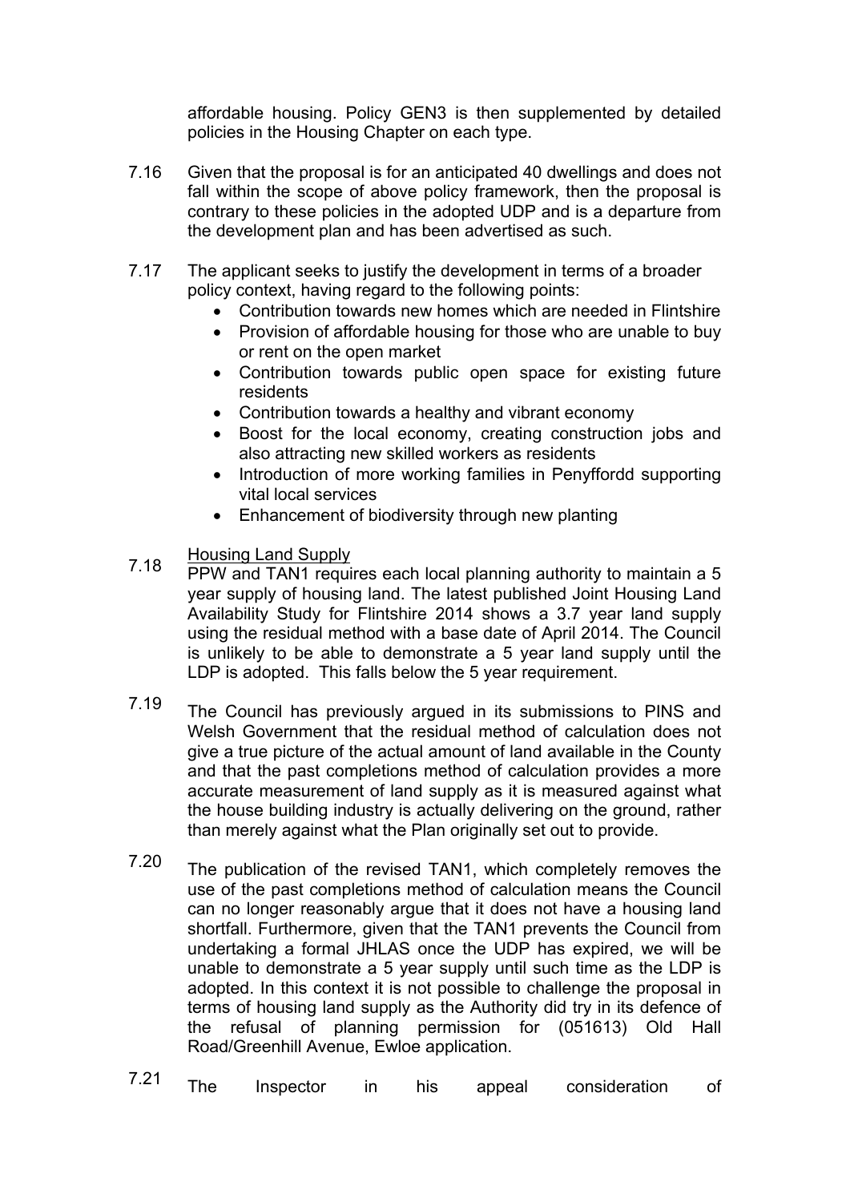affordable housing. Policy GEN3 is then supplemented by detailed policies in the Housing Chapter on each type.

7.16 Given that the proposal is for an anticipated 40 dwellings and does not fall within the scope of above policy framework, then the proposal is contrary to these policies in the adopted UDP and is a departure from the development plan and has been advertised as such.

7.17 The applicant seeks to justify the development in terms of a broader policy context, having regard to the following points:

- Contribution towards new homes which are needed in Flintshire
- Provision of affordable housing for those who are unable to buy or rent on the open market
- Contribution towards public open space for existing future residents
- Contribution towards a healthy and vibrant economy
- Boost for the local economy, creating construction jobs and also attracting new skilled workers as residents
- Introduction of more working families in Penyffordd supporting vital local services
- Enhancement of biodiversity through new planting

7.18 Housing Land Supply
PPW and TAN1 requires each local planning authority to maintain a 5 year supply of housing land. The latest published Joint Housing Land Availability Study for Flintshire 2014 shows a 3.7 year land supply using the residual method with a base date of April 2014. The Council is unlikely to be able to demonstrate a 5 year land supply until the LDP is adopted. This falls below the 5 year requirement.

7.19 The Council has previously argued in its submissions to PINS and Welsh Government that the residual method of calculation does not give a true picture of the actual amount of land available in the County and that the past completions method of calculation provides a more accurate measurement of land supply as it is measured against what the house building industry is actually delivering on the ground, rather than merely against what the Plan originally set out to provide.

7.20 The publication of the revised TAN1, which completely removes the use of the past completions method of calculation means the Council can no longer reasonably argue that it does not have a housing land shortfall. Furthermore, given that the TAN1 prevents the Council from undertaking a formal JHLAS once the UDP has expired, we will be unable to demonstrate a 5 year supply until such time as the LDP is adopted. In this context it is not possible to challenge the proposal in terms of housing land supply as the Authority did try in its defence of the refusal of planning permission for (051613) Old Hall Road/Greenhill Avenue, Ewloe application.

7.21 The Inspector in his appeal consideration of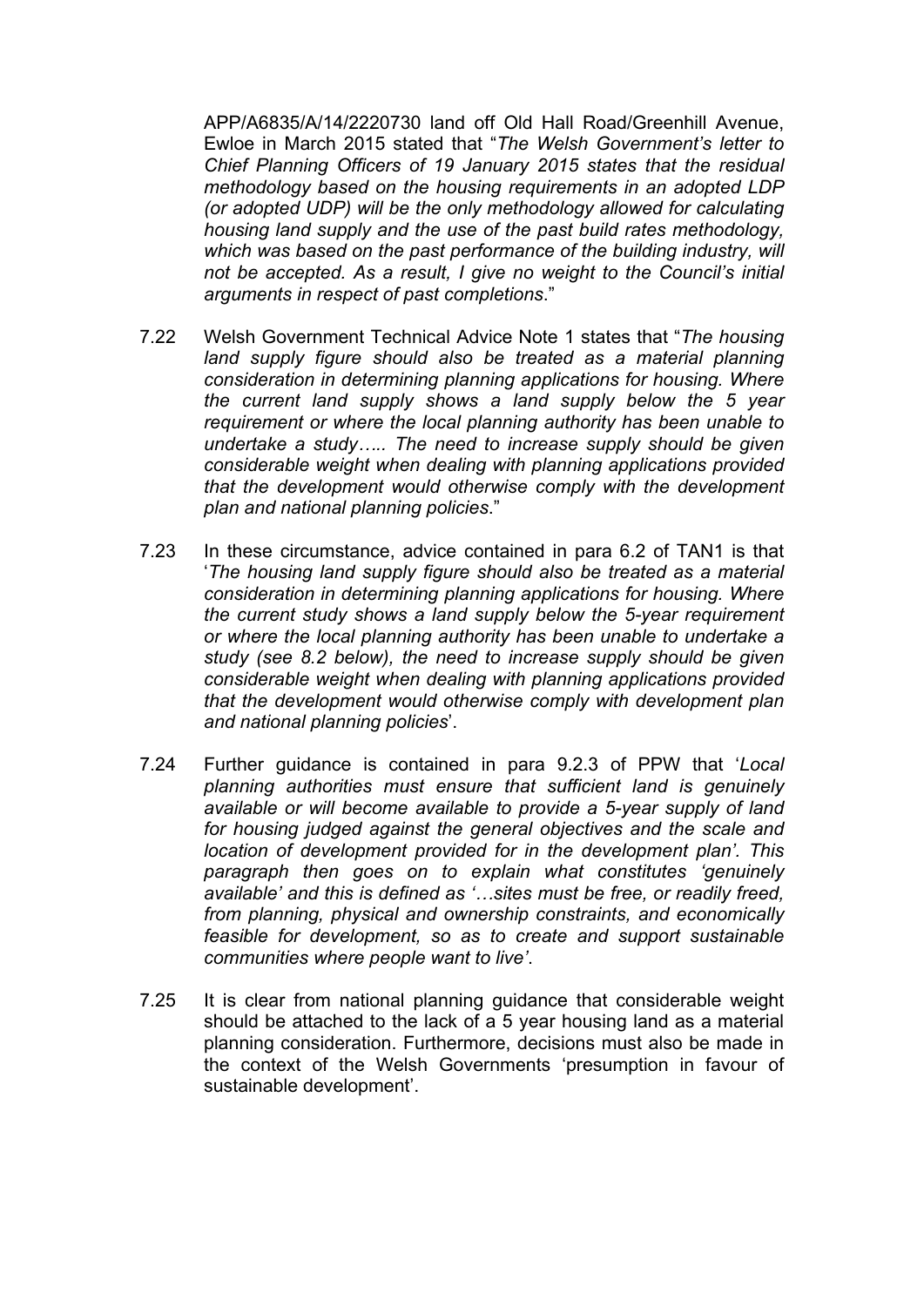APP/A6835/A/14/2220730 land off Old Hall Road/Greenhill Avenue, Ewloe in March 2015 stated that "*The Welsh Government's letter to Chief Planning Officers of 19 January 2015 states that the residual methodology based on the housing requirements in an adopted LDP (or adopted UDP) will be the only methodology allowed for calculating housing land supply and the use of the past build rates methodology, which was based on the past performance of the building industry, will not be accepted. As a result, I give no weight to the Council's initial arguments in respect of past completions*."

7.22 Welsh Government Technical Advice Note 1 states that "*The housing land supply figure should also be treated as a material planning consideration in determining planning applications for housing. Where the current land supply shows a land supply below the 5 year requirement or where the local planning authority has been unable to undertake a study….. The need to increase supply should be given considerable weight when dealing with planning applications provided that the development would otherwise comply with the development plan and national planning policies*."

7.23 In these circumstance, advice contained in para 6.2 of TAN1 is that '*The housing land supply figure should also be treated as a material consideration in determining planning applications for housing. Where the current study shows a land supply below the 5-year requirement or where the local planning authority has been unable to undertake a study (see 8.2 below), the need to increase supply should be given considerable weight when dealing with planning applications provided that the development would otherwise comply with development plan and national planning policies*'.

7.24 Further guidance is contained in para 9.2.3 of PPW that '*Local planning authorities must ensure that sufficient land is genuinely available or will become available to provide a 5-year supply of land for housing judged against the general objectives and the scale and location of development provided for in the development plan'. This paragraph then goes on to explain what constitutes 'genuinely available' and this is defined as '…sites must be free, or readily freed, from planning, physical and ownership constraints, and economically feasible for development, so as to create and support sustainable communities where people want to live'*.

7.25 It is clear from national planning guidance that considerable weight should be attached to the lack of a 5 year housing land as a material planning consideration. Furthermore, decisions must also be made in the context of the Welsh Governments 'presumption in favour of sustainable development'.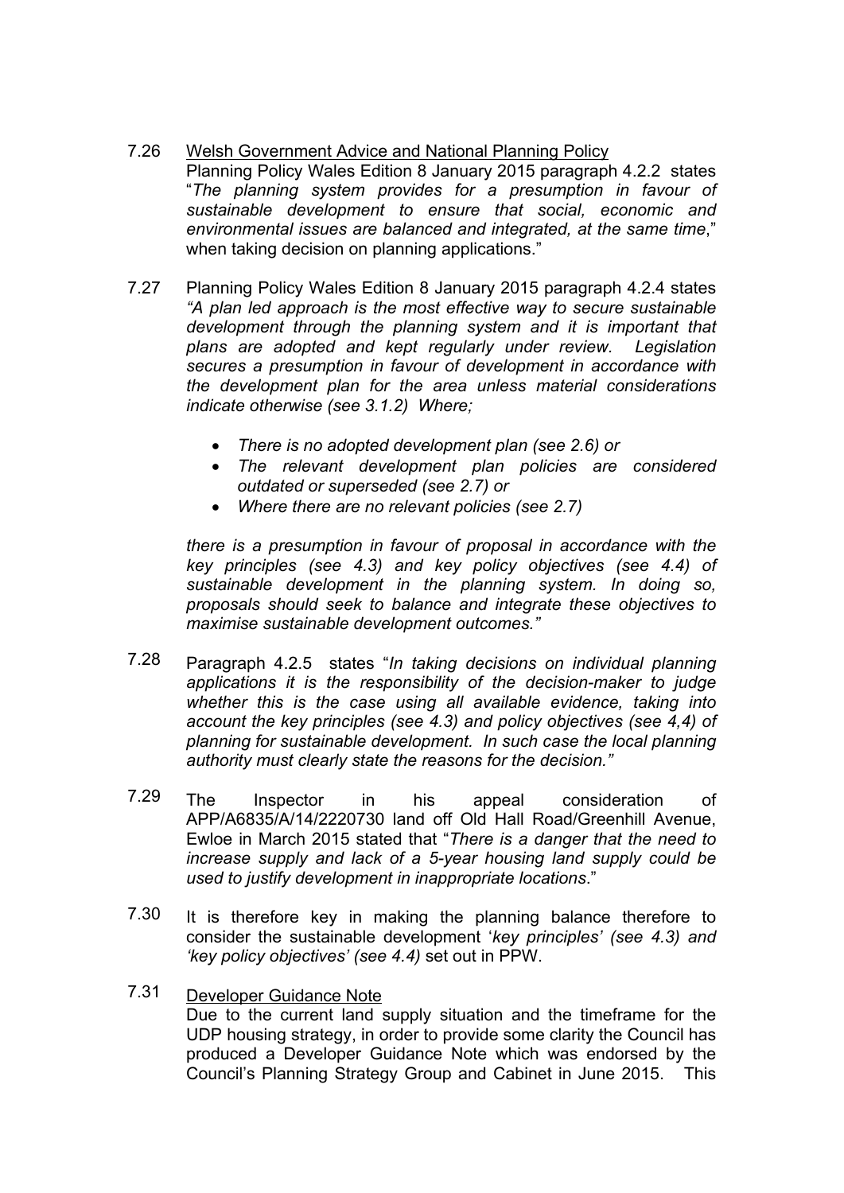7.26 Welsh Government Advice and National Planning Policy

Planning Policy Wales Edition 8 January 2015 paragraph 4.2.2 states "*The planning system provides for a presumption in favour of sustainable development to ensure that social, economic and environmental issues are balanced and integrated, at the same time*," when taking decision on planning applications."

7.27 Planning Policy Wales Edition 8 January 2015 paragraph 4.2.4 states *"A plan led approach is the most effective way to secure sustainable development through the planning system and it is important that plans are adopted and kept regularly under review. Legislation secures a presumption in favour of development in accordance with the development plan for the area unless material considerations indicate otherwise (see 3.1.2) Where;*

- *There is no adopted development plan (see 2.6) or*
- *The relevant development plan policies are considered outdated or superseded (see 2.7) or*
- *Where there are no relevant policies (see 2.7)*

*there is a presumption in favour of proposal in accordance with the key principles (see 4.3) and key policy objectives (see 4.4) of sustainable development in the planning system. In doing so, proposals should seek to balance and integrate these objectives to maximise sustainable development outcomes."*

7.28 Paragraph 4.2.5 states "*In taking decisions on individual planning applications it is the responsibility of the decision-maker to judge whether this is the case using all available evidence, taking into account the key principles (see 4.3) and policy objectives (see 4,4) of planning for sustainable development. In such case the local planning authority must clearly state the reasons for the decision."*

7.29 The Inspector in his appeal consideration of APP/A6835/A/14/2220730 land off Old Hall Road/Greenhill Avenue, Ewloe in March 2015 stated that "*There is a danger that the need to increase supply and lack of a 5-year housing land supply could be used to justify development in inappropriate locations*."

7.30 It is therefore key in making the planning balance therefore to consider the sustainable development '*key principles' (see 4.3) and 'key policy objectives' (see 4.4)* set out in PPW.

7.31 Developer Guidance Note

Due to the current land supply situation and the timeframe for the UDP housing strategy, in order to provide some clarity the Council has produced a Developer Guidance Note which was endorsed by the Council's Planning Strategy Group and Cabinet in June 2015. This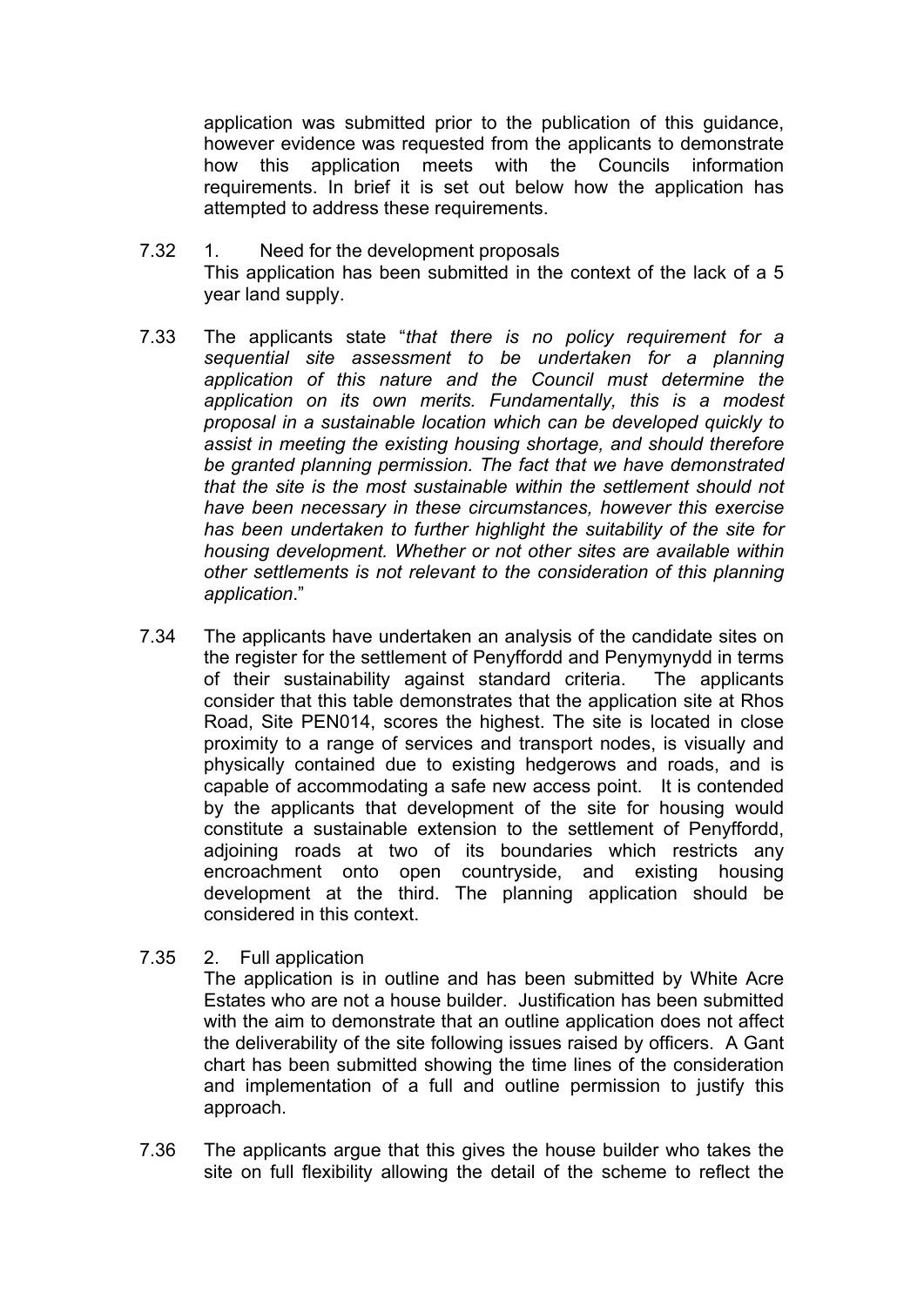application was submitted prior to the publication of this guidance, however evidence was requested from the applicants to demonstrate how this application meets with the Councils information requirements. In brief it is set out below how the application has attempted to address these requirements.

7.32 1. Need for the development proposals
This application has been submitted in the context of the lack of a 5 year land supply.

7.33 The applicants state "*that there is no policy requirement for a sequential site assessment to be undertaken for a planning application of this nature and the Council must determine the application on its own merits. Fundamentally, this is a modest proposal in a sustainable location which can be developed quickly to assist in meeting the existing housing shortage, and should therefore be granted planning permission. The fact that we have demonstrated that the site is the most sustainable within the settlement should not have been necessary in these circumstances, however this exercise has been undertaken to further highlight the suitability of the site for housing development. Whether or not other sites are available within other settlements is not relevant to the consideration of this planning application*."

7.34 The applicants have undertaken an analysis of the candidate sites on the register for the settlement of Penyffordd and Penymynydd in terms of their sustainability against standard criteria. The applicants consider that this table demonstrates that the application site at Rhos Road, Site PEN014, scores the highest. The site is located in close proximity to a range of services and transport nodes, is visually and physically contained due to existing hedgerows and roads, and is capable of accommodating a safe new access point. It is contended by the applicants that development of the site for housing would constitute a sustainable extension to the settlement of Penyffordd, adjoining roads at two of its boundaries which restricts any encroachment onto open countryside, and existing housing development at the third. The planning application should be considered in this context.

7.35 2. Full application
The application is in outline and has been submitted by White Acre Estates who are not a house builder. Justification has been submitted with the aim to demonstrate that an outline application does not affect the deliverability of the site following issues raised by officers. A Gant chart has been submitted showing the time lines of the consideration and implementation of a full and outline permission to justify this approach.

7.36 The applicants argue that this gives the house builder who takes the site on full flexibility allowing the detail of the scheme to reflect the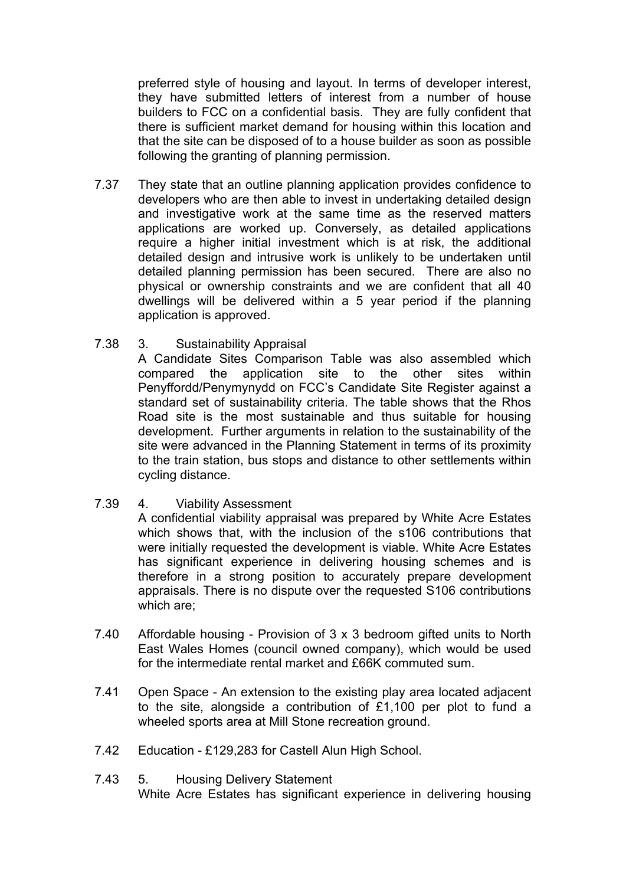preferred style of housing and layout. In terms of developer interest, they have submitted letters of interest from a number of house builders to FCC on a confidential basis. They are fully confident that there is sufficient market demand for housing within this location and that the site can be disposed of to a house builder as soon as possible following the granting of planning permission.

7.37 They state that an outline planning application provides confidence to developers who are then able to invest in undertaking detailed design and investigative work at the same time as the reserved matters applications are worked up. Conversely, as detailed applications require a higher initial investment which is at risk, the additional detailed design and intrusive work is unlikely to be undertaken until detailed planning permission has been secured. There are also no physical or ownership constraints and we are confident that all 40 dwellings will be delivered within a 5 year period if the planning application is approved.

7.38 3. Sustainability Appraisal
A Candidate Sites Comparison Table was also assembled which compared the application site to the other sites within Penyffordd/Penymynydd on FCC's Candidate Site Register against a standard set of sustainability criteria. The table shows that the Rhos Road site is the most sustainable and thus suitable for housing development. Further arguments in relation to the sustainability of the site were advanced in the Planning Statement in terms of its proximity to the train station, bus stops and distance to other settlements within cycling distance.

7.39 4. Viability Assessment
A confidential viability appraisal was prepared by White Acre Estates which shows that, with the inclusion of the s106 contributions that were initially requested the development is viable. White Acre Estates has significant experience in delivering housing schemes and is therefore in a strong position to accurately prepare development appraisals. There is no dispute over the requested S106 contributions which are;

7.40 Affordable housing - Provision of 3 x 3 bedroom gifted units to North East Wales Homes (council owned company), which would be used for the intermediate rental market and £66K commuted sum.

7.41 Open Space - An extension to the existing play area located adjacent to the site, alongside a contribution of £1,100 per plot to fund a wheeled sports area at Mill Stone recreation ground.

7.42 Education - £129,283 for Castell Alun High School.

7.43 5. Housing Delivery Statement
White Acre Estates has significant experience in delivering housing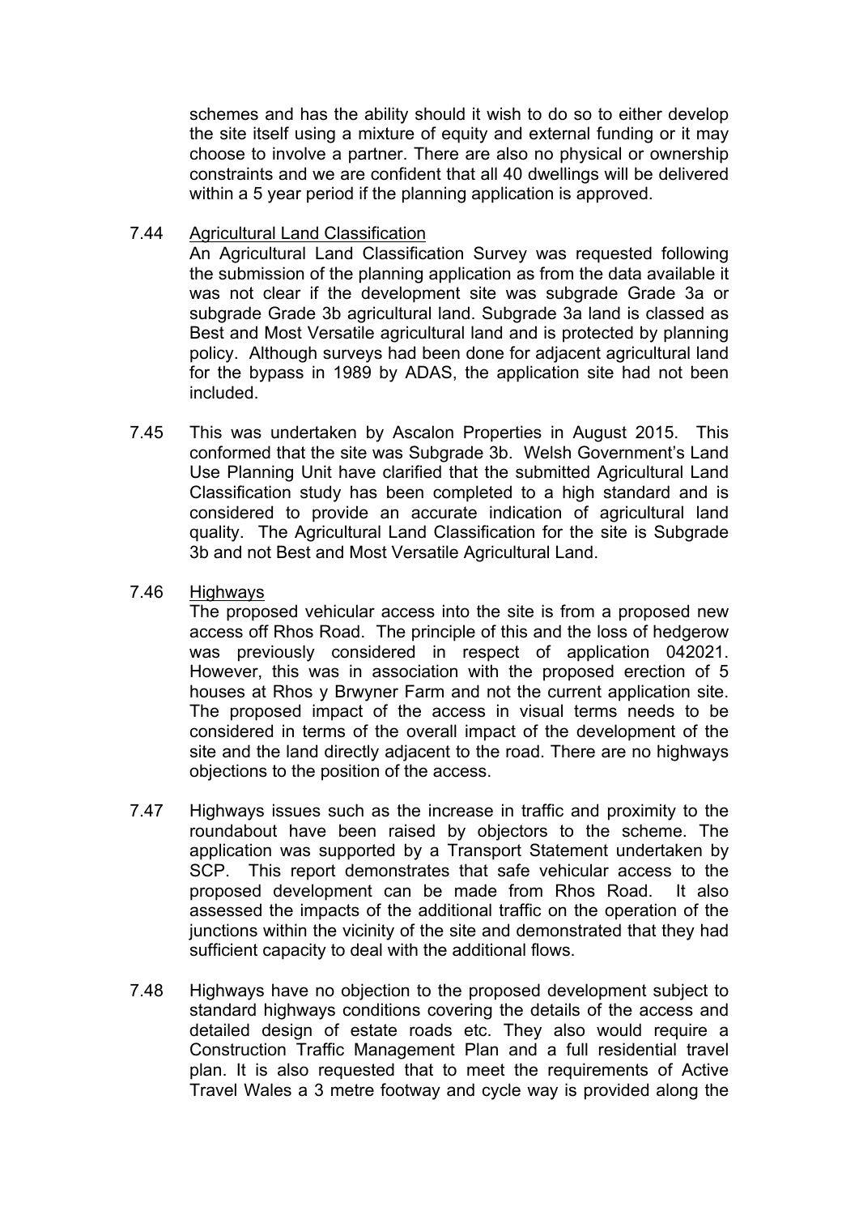schemes and has the ability should it wish to do so to either develop the site itself using a mixture of equity and external funding or it may choose to involve a partner. There are also no physical or ownership constraints and we are confident that all 40 dwellings will be delivered within a 5 year period if the planning application is approved.

7.44 Agricultural Land Classification

An Agricultural Land Classification Survey was requested following the submission of the planning application as from the data available it was not clear if the development site was subgrade Grade 3a or subgrade Grade 3b agricultural land. Subgrade 3a land is classed as Best and Most Versatile agricultural land and is protected by planning policy. Although surveys had been done for adjacent agricultural land for the bypass in 1989 by ADAS, the application site had not been included.

7.45 This was undertaken by Ascalon Properties in August 2015. This conformed that the site was Subgrade 3b. Welsh Government's Land Use Planning Unit have clarified that the submitted Agricultural Land Classification study has been completed to a high standard and is considered to provide an accurate indication of agricultural land quality. The Agricultural Land Classification for the site is Subgrade 3b and not Best and Most Versatile Agricultural Land.

7.46 Highways

The proposed vehicular access into the site is from a proposed new access off Rhos Road. The principle of this and the loss of hedgerow was previously considered in respect of application 042021. However, this was in association with the proposed erection of 5 houses at Rhos y Brwyner Farm and not the current application site. The proposed impact of the access in visual terms needs to be considered in terms of the overall impact of the development of the site and the land directly adjacent to the road. There are no highways objections to the position of the access.

7.47 Highways issues such as the increase in traffic and proximity to the roundabout have been raised by objectors to the scheme. The application was supported by a Transport Statement undertaken by SCP. This report demonstrates that safe vehicular access to the proposed development can be made from Rhos Road. It also assessed the impacts of the additional traffic on the operation of the junctions within the vicinity of the site and demonstrated that they had sufficient capacity to deal with the additional flows.

7.48 Highways have no objection to the proposed development subject to standard highways conditions covering the details of the access and detailed design of estate roads etc. They also would require a Construction Traffic Management Plan and a full residential travel plan. It is also requested that to meet the requirements of Active Travel Wales a 3 metre footway and cycle way is provided along the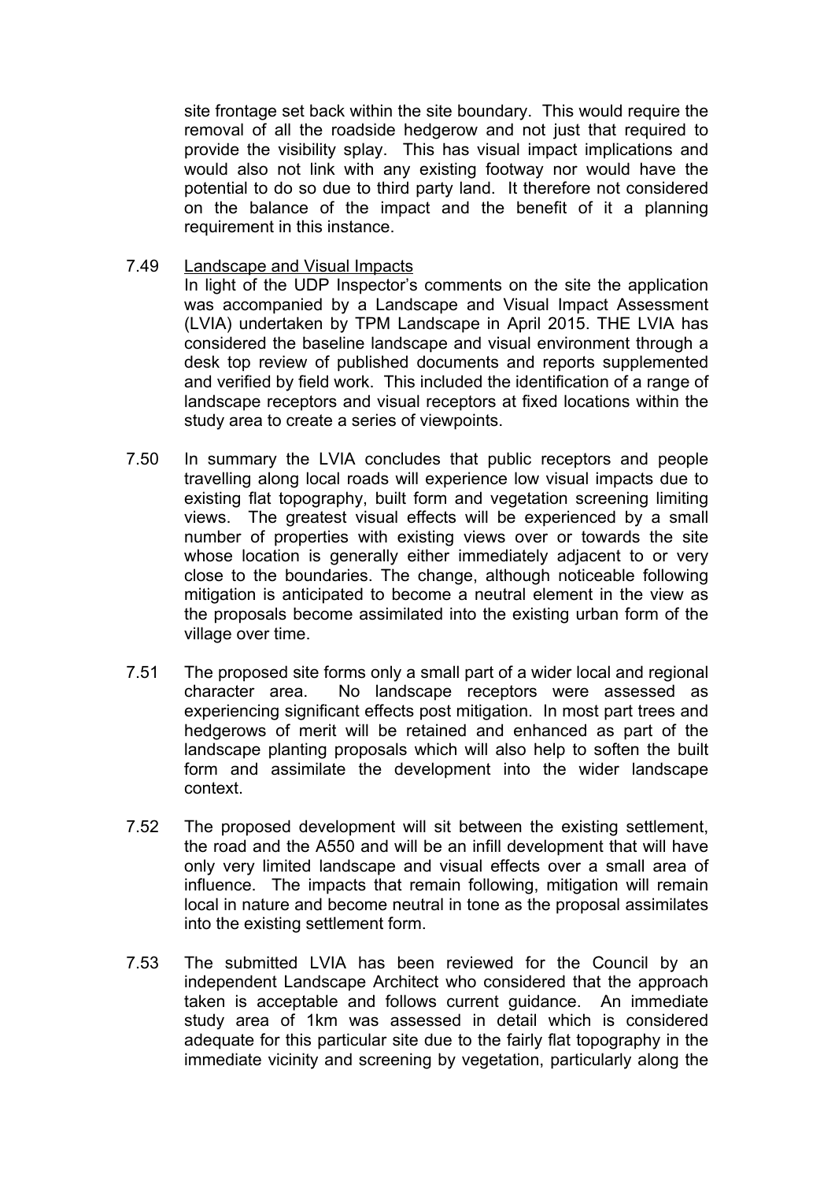site frontage set back within the site boundary. This would require the removal of all the roadside hedgerow and not just that required to provide the visibility splay. This has visual impact implications and would also not link with any existing footway nor would have the potential to do so due to third party land. It therefore not considered on the balance of the impact and the benefit of it a planning requirement in this instance.

7.49 Landscape and Visual Impacts

In light of the UDP Inspector's comments on the site the application was accompanied by a Landscape and Visual Impact Assessment (LVIA) undertaken by TPM Landscape in April 2015. THE LVIA has considered the baseline landscape and visual environment through a desk top review of published documents and reports supplemented and verified by field work. This included the identification of a range of landscape receptors and visual receptors at fixed locations within the study area to create a series of viewpoints.

7.50 In summary the LVIA concludes that public receptors and people travelling along local roads will experience low visual impacts due to existing flat topography, built form and vegetation screening limiting views. The greatest visual effects will be experienced by a small number of properties with existing views over or towards the site whose location is generally either immediately adjacent to or very close to the boundaries. The change, although noticeable following mitigation is anticipated to become a neutral element in the view as the proposals become assimilated into the existing urban form of the village over time.

7.51 The proposed site forms only a small part of a wider local and regional character area. No landscape receptors were assessed as experiencing significant effects post mitigation. In most part trees and hedgerows of merit will be retained and enhanced as part of the landscape planting proposals which will also help to soften the built form and assimilate the development into the wider landscape context.

7.52 The proposed development will sit between the existing settlement, the road and the A550 and will be an infill development that will have only very limited landscape and visual effects over a small area of influence. The impacts that remain following, mitigation will remain local in nature and become neutral in tone as the proposal assimilates into the existing settlement form.

7.53 The submitted LVIA has been reviewed for the Council by an independent Landscape Architect who considered that the approach taken is acceptable and follows current guidance. An immediate study area of 1km was assessed in detail which is considered adequate for this particular site due to the fairly flat topography in the immediate vicinity and screening by vegetation, particularly along the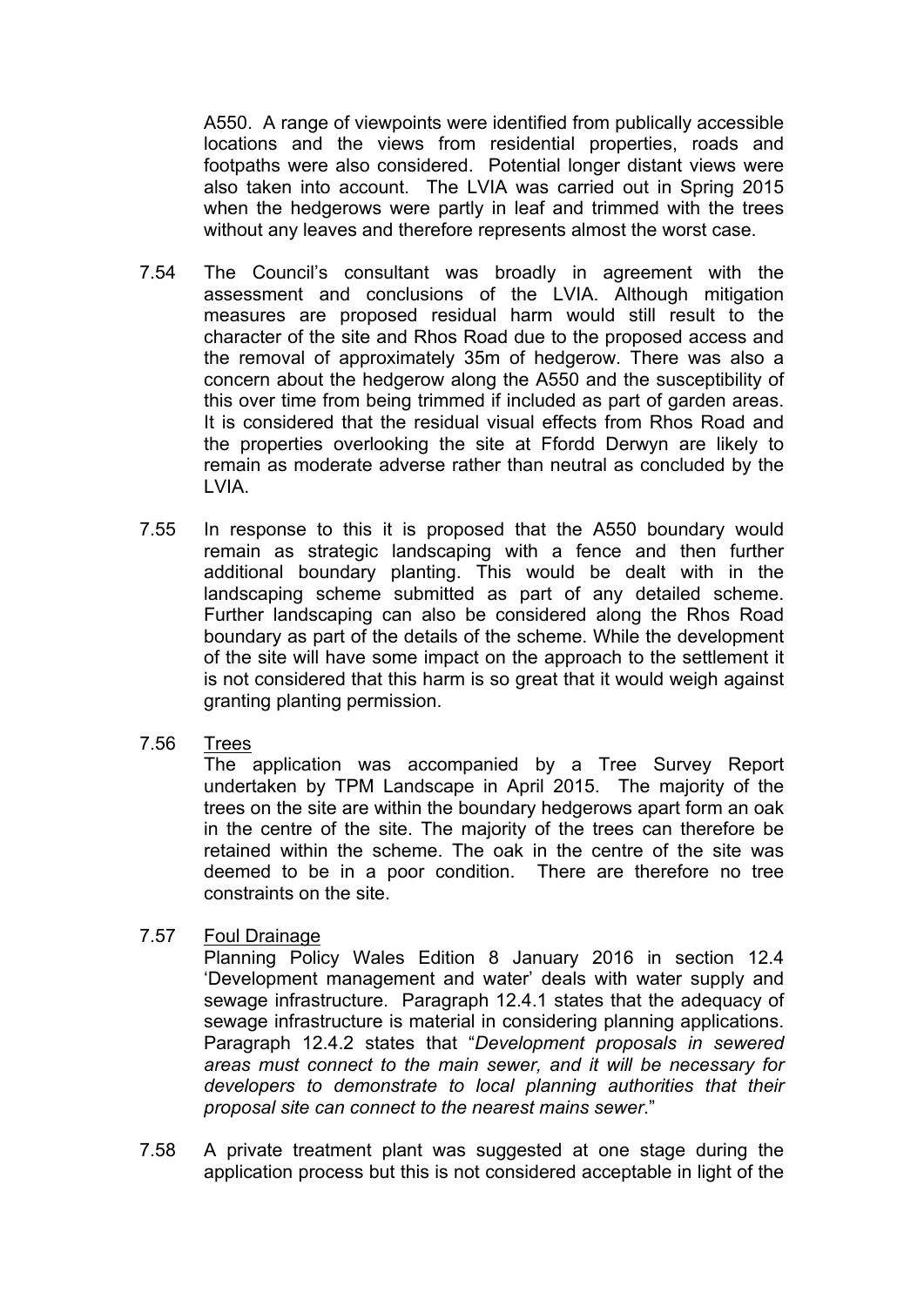A550. A range of viewpoints were identified from publically accessible locations and the views from residential properties, roads and footpaths were also considered. Potential longer distant views were also taken into account. The LVIA was carried out in Spring 2015 when the hedgerows were partly in leaf and trimmed with the trees without any leaves and therefore represents almost the worst case.

7.54 The Council's consultant was broadly in agreement with the assessment and conclusions of the LVIA. Although mitigation measures are proposed residual harm would still result to the character of the site and Rhos Road due to the proposed access and the removal of approximately 35m of hedgerow. There was also a concern about the hedgerow along the A550 and the susceptibility of this over time from being trimmed if included as part of garden areas. It is considered that the residual visual effects from Rhos Road and the properties overlooking the site at Ffordd Derwyn are likely to remain as moderate adverse rather than neutral as concluded by the LVIA.

7.55 In response to this it is proposed that the A550 boundary would remain as strategic landscaping with a fence and then further additional boundary planting. This would be dealt with in the landscaping scheme submitted as part of any detailed scheme. Further landscaping can also be considered along the Rhos Road boundary as part of the details of the scheme. While the development of the site will have some impact on the approach to the settlement it is not considered that this harm is so great that it would weigh against granting planting permission.

7.56 <u>Trees</u>

The application was accompanied by a Tree Survey Report undertaken by TPM Landscape in April 2015. The majority of the trees on the site are within the boundary hedgerows apart form an oak in the centre of the site. The majority of the trees can therefore be retained within the scheme. The oak in the centre of the site was deemed to be in a poor condition. There are therefore no tree constraints on the site.

7.57 <u>Foul Drainage</u>

Planning Policy Wales Edition 8 January 2016 in section 12.4 'Development management and water' deals with water supply and sewage infrastructure. Paragraph 12.4.1 states that the adequacy of sewage infrastructure is material in considering planning applications. Paragraph 12.4.2 states that "*Development proposals in sewered areas must connect to the main sewer, and it will be necessary for developers to demonstrate to local planning authorities that their proposal site can connect to the nearest mains sewer*."

7.58 A private treatment plant was suggested at one stage during the application process but this is not considered acceptable in light of the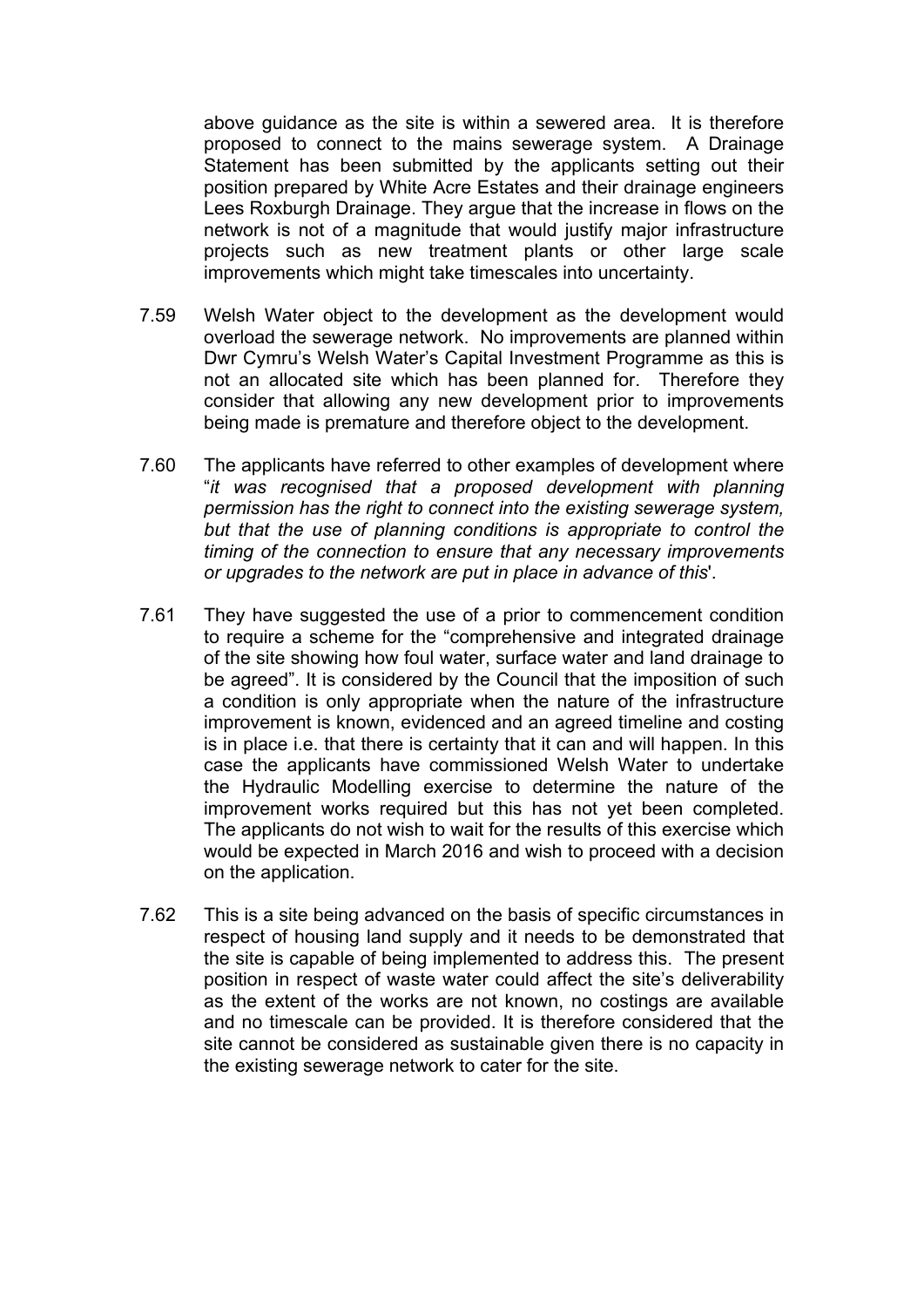above guidance as the site is within a sewered area. It is therefore proposed to connect to the mains sewerage system. A Drainage Statement has been submitted by the applicants setting out their position prepared by White Acre Estates and their drainage engineers Lees Roxburgh Drainage. They argue that the increase in flows on the network is not of a magnitude that would justify major infrastructure projects such as new treatment plants or other large scale improvements which might take timescales into uncertainty.

7.59 Welsh Water object to the development as the development would overload the sewerage network. No improvements are planned within Dwr Cymru's Welsh Water's Capital Investment Programme as this is not an allocated site which has been planned for. Therefore they consider that allowing any new development prior to improvements being made is premature and therefore object to the development.

7.60 The applicants have referred to other examples of development where "*it was recognised that a proposed development with planning permission has the right to connect into the existing sewerage system, but that the use of planning conditions is appropriate to control the timing of the connection to ensure that any necessary improvements or upgrades to the network are put in place in advance of this*'.

7.61 They have suggested the use of a prior to commencement condition to require a scheme for the "comprehensive and integrated drainage of the site showing how foul water, surface water and land drainage to be agreed". It is considered by the Council that the imposition of such a condition is only appropriate when the nature of the infrastructure improvement is known, evidenced and an agreed timeline and costing is in place i.e. that there is certainty that it can and will happen. In this case the applicants have commissioned Welsh Water to undertake the Hydraulic Modelling exercise to determine the nature of the improvement works required but this has not yet been completed. The applicants do not wish to wait for the results of this exercise which would be expected in March 2016 and wish to proceed with a decision on the application.

7.62 This is a site being advanced on the basis of specific circumstances in respect of housing land supply and it needs to be demonstrated that the site is capable of being implemented to address this. The present position in respect of waste water could affect the site's deliverability as the extent of the works are not known, no costings are available and no timescale can be provided. It is therefore considered that the site cannot be considered as sustainable given there is no capacity in the existing sewerage network to cater for the site.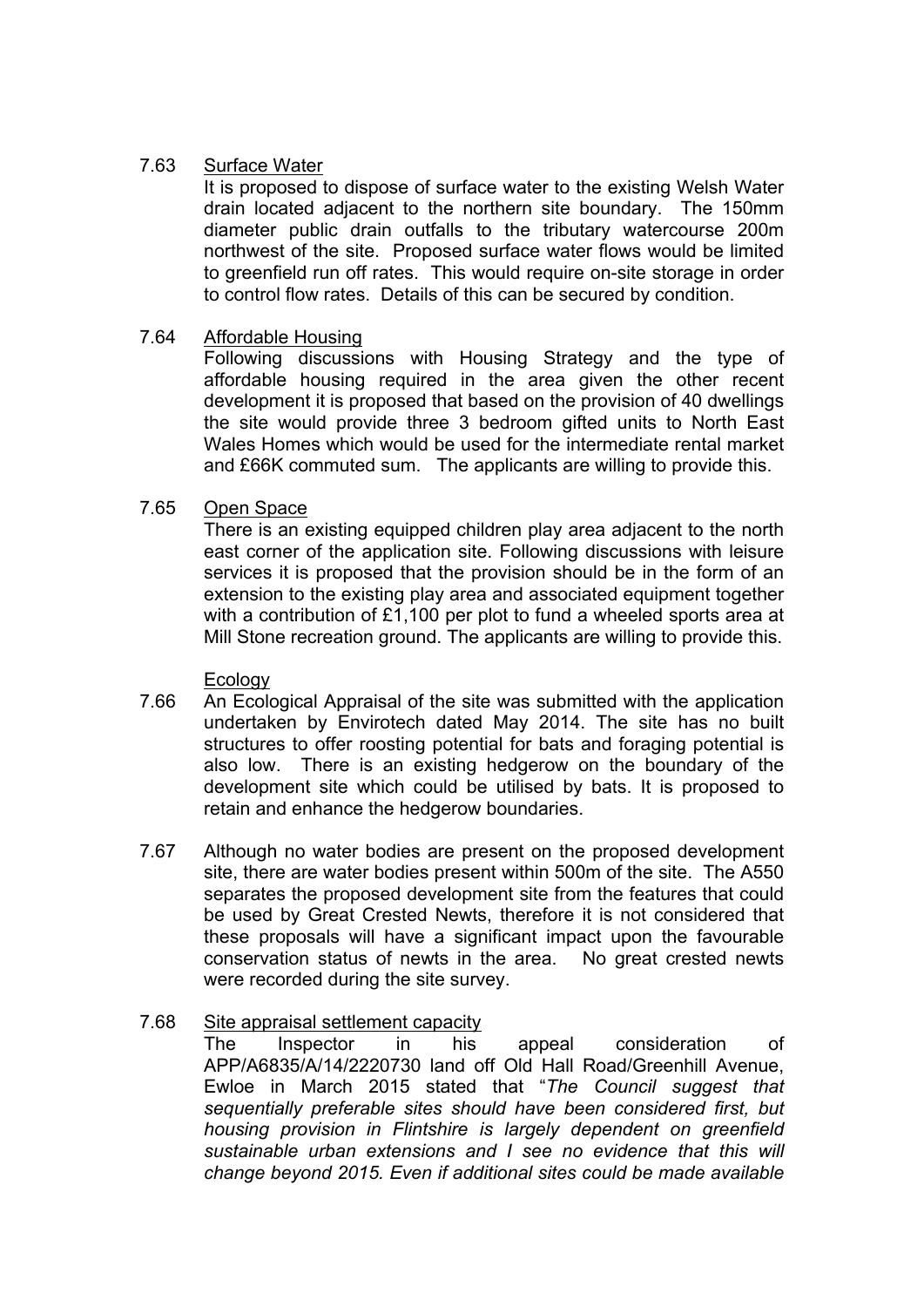7.63 Surface Water

It is proposed to dispose of surface water to the existing Welsh Water drain located adjacent to the northern site boundary. The 150mm diameter public drain outfalls to the tributary watercourse 200m northwest of the site. Proposed surface water flows would be limited to greenfield run off rates. This would require on-site storage in order to control flow rates. Details of this can be secured by condition.

7.64 Affordable Housing

Following discussions with Housing Strategy and the type of affordable housing required in the area given the other recent development it is proposed that based on the provision of 40 dwellings the site would provide three 3 bedroom gifted units to North East Wales Homes which would be used for the intermediate rental market and £66K commuted sum. The applicants are willing to provide this.

7.65 Open Space

There is an existing equipped children play area adjacent to the north east corner of the application site. Following discussions with leisure services it is proposed that the provision should be in the form of an extension to the existing play area and associated equipment together with a contribution of £1,100 per plot to fund a wheeled sports area at Mill Stone recreation ground. The applicants are willing to provide this.

Ecology

7.66 An Ecological Appraisal of the site was submitted with the application undertaken by Envirotech dated May 2014. The site has no built structures to offer roosting potential for bats and foraging potential is also low. There is an existing hedgerow on the boundary of the development site which could be utilised by bats. It is proposed to retain and enhance the hedgerow boundaries.

7.67 Although no water bodies are present on the proposed development site, there are water bodies present within 500m of the site. The A550 separates the proposed development site from the features that could be used by Great Crested Newts, therefore it is not considered that these proposals will have a significant impact upon the favourable conservation status of newts in the area. No great crested newts were recorded during the site survey.

7.68 Site appraisal settlement capacity

The Inspector in his appeal consideration of APP/A6835/A/14/2220730 land off Old Hall Road/Greenhill Avenue, Ewloe in March 2015 stated that "*The Council suggest that sequentially preferable sites should have been considered first, but housing provision in Flintshire is largely dependent on greenfield sustainable urban extensions and I see no evidence that this will change beyond 2015. Even if additional sites could be made available*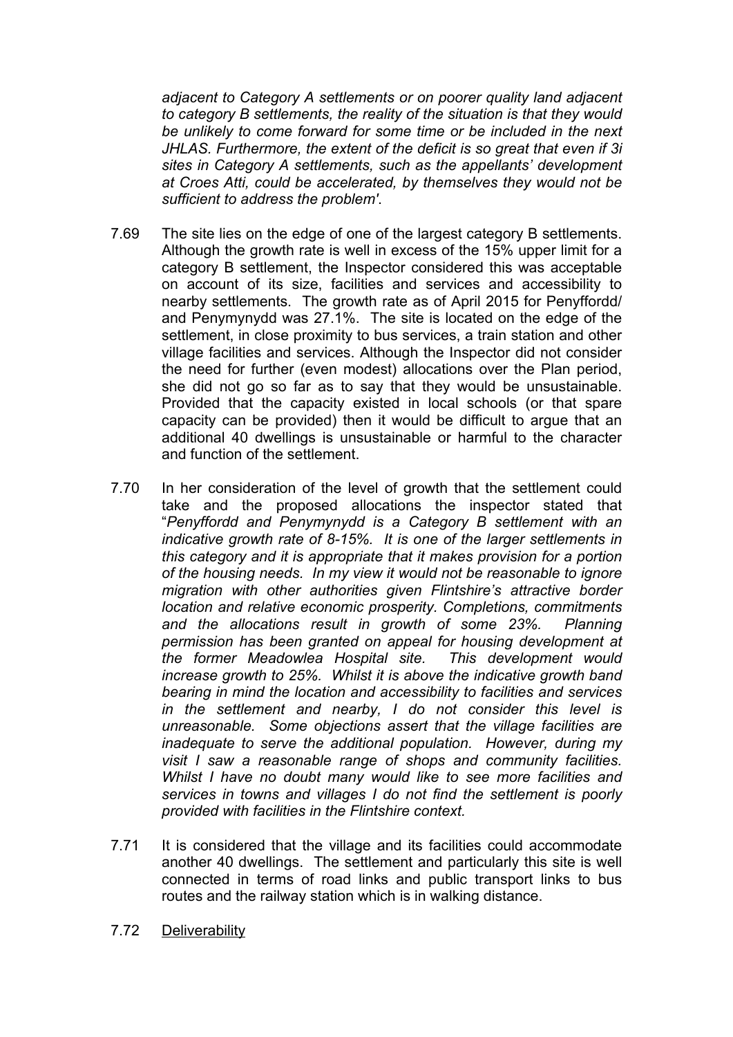*adjacent to Category A settlements or on poorer quality land adjacent to category B settlements, the reality of the situation is that they would be unlikely to come forward for some time or be included in the next JHLAS. Furthermore, the extent of the deficit is so great that even if 3i sites in Category A settlements, such as the appellants' development at Croes Atti, could be accelerated, by themselves they would not be sufficient to address the problem'*.

7.69 The site lies on the edge of one of the largest category B settlements. Although the growth rate is well in excess of the 15% upper limit for a category B settlement, the Inspector considered this was acceptable on account of its size, facilities and services and accessibility to nearby settlements. The growth rate as of April 2015 for Penyffordd/ and Penymynydd was 27.1%. The site is located on the edge of the settlement, in close proximity to bus services, a train station and other village facilities and services. Although the Inspector did not consider the need for further (even modest) allocations over the Plan period, she did not go so far as to say that they would be unsustainable. Provided that the capacity existed in local schools (or that spare capacity can be provided) then it would be difficult to argue that an additional 40 dwellings is unsustainable or harmful to the character and function of the settlement.

7.70 In her consideration of the level of growth that the settlement could take and the proposed allocations the inspector stated that "*Penyffordd and Penymynydd is a Category B settlement with an indicative growth rate of 8-15%. It is one of the larger settlements in this category and it is appropriate that it makes provision for a portion of the housing needs. In my view it would not be reasonable to ignore migration with other authorities given Flintshire's attractive border location and relative economic prosperity. Completions, commitments and the allocations result in growth of some 23%. Planning permission has been granted on appeal for housing development at the former Meadowlea Hospital site. This development would increase growth to 25%. Whilst it is above the indicative growth band bearing in mind the location and accessibility to facilities and services in the settlement and nearby, I do not consider this level is unreasonable. Some objections assert that the village facilities are inadequate to serve the additional population. However, during my visit I saw a reasonable range of shops and community facilities. Whilst I have no doubt many would like to see more facilities and services in towns and villages I do not find the settlement is poorly provided with facilities in the Flintshire context.*

7.71 It is considered that the village and its facilities could accommodate another 40 dwellings. The settlement and particularly this site is well connected in terms of road links and public transport links to bus routes and the railway station which is in walking distance.

7.72 Deliverability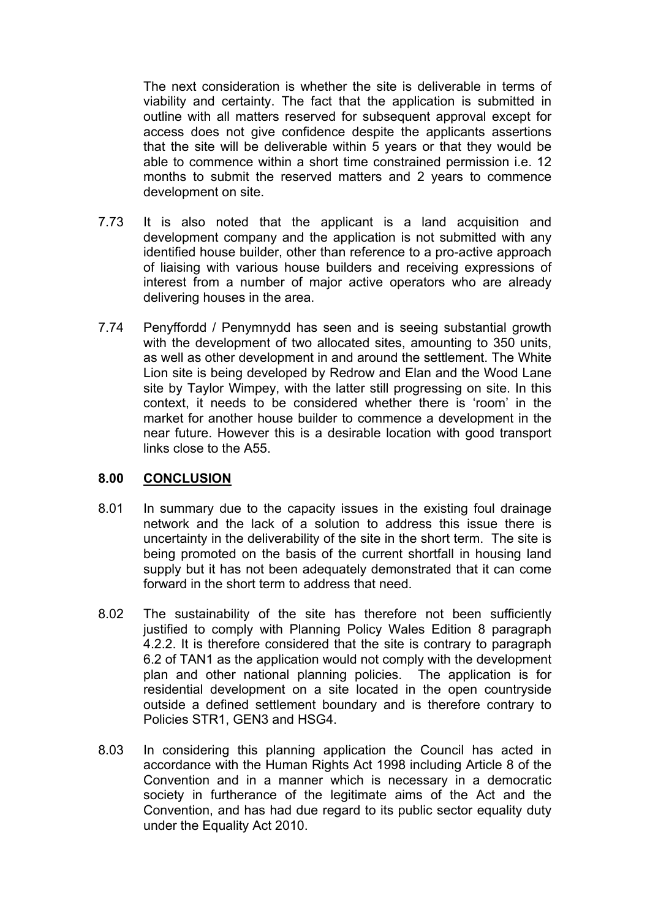The next consideration is whether the site is deliverable in terms of viability and certainty. The fact that the application is submitted in outline with all matters reserved for subsequent approval except for access does not give confidence despite the applicants assertions that the site will be deliverable within 5 years or that they would be able to commence within a short time constrained permission i.e. 12 months to submit the reserved matters and 2 years to commence development on site.

7.73 It is also noted that the applicant is a land acquisition and development company and the application is not submitted with any identified house builder, other than reference to a pro-active approach of liaising with various house builders and receiving expressions of interest from a number of major active operators who are already delivering houses in the area.

7.74 Penyffordd / Penymnydd has seen and is seeing substantial growth with the development of two allocated sites, amounting to 350 units, as well as other development in and around the settlement. The White Lion site is being developed by Redrow and Elan and the Wood Lane site by Taylor Wimpey, with the latter still progressing on site. In this context, it needs to be considered whether there is 'room' in the market for another house builder to commence a development in the near future. However this is a desirable location with good transport links close to the A55.

## 8.00 CONCLUSION

8.01 In summary due to the capacity issues in the existing foul drainage network and the lack of a solution to address this issue there is uncertainty in the deliverability of the site in the short term. The site is being promoted on the basis of the current shortfall in housing land supply but it has not been adequately demonstrated that it can come forward in the short term to address that need.

8.02 The sustainability of the site has therefore not been sufficiently justified to comply with Planning Policy Wales Edition 8 paragraph 4.2.2. It is therefore considered that the site is contrary to paragraph 6.2 of TAN1 as the application would not comply with the development plan and other national planning policies. The application is for residential development on a site located in the open countryside outside a defined settlement boundary and is therefore contrary to Policies STR1, GEN3 and HSG4.

8.03 In considering this planning application the Council has acted in accordance with the Human Rights Act 1998 including Article 8 of the Convention and in a manner which is necessary in a democratic society in furtherance of the legitimate aims of the Act and the Convention, and has had due regard to its public sector equality duty under the Equality Act 2010.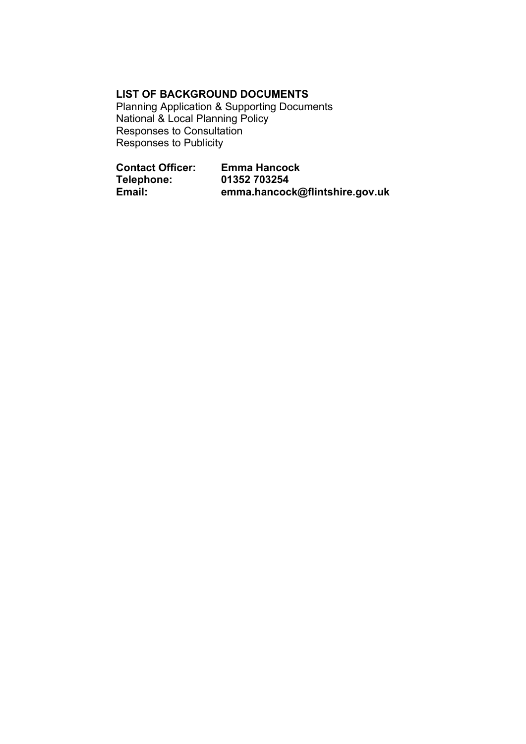**LIST OF BACKGROUND DOCUMENTS**

Planning Application & Supporting Documents
National & Local Planning Policy
Responses to Consultation
Responses to Publicity

**Contact Officer:** **Emma Hancock**
**Telephone:** **01352 703254**
**Email:** **emma.hancock@flintshire.gov.uk**